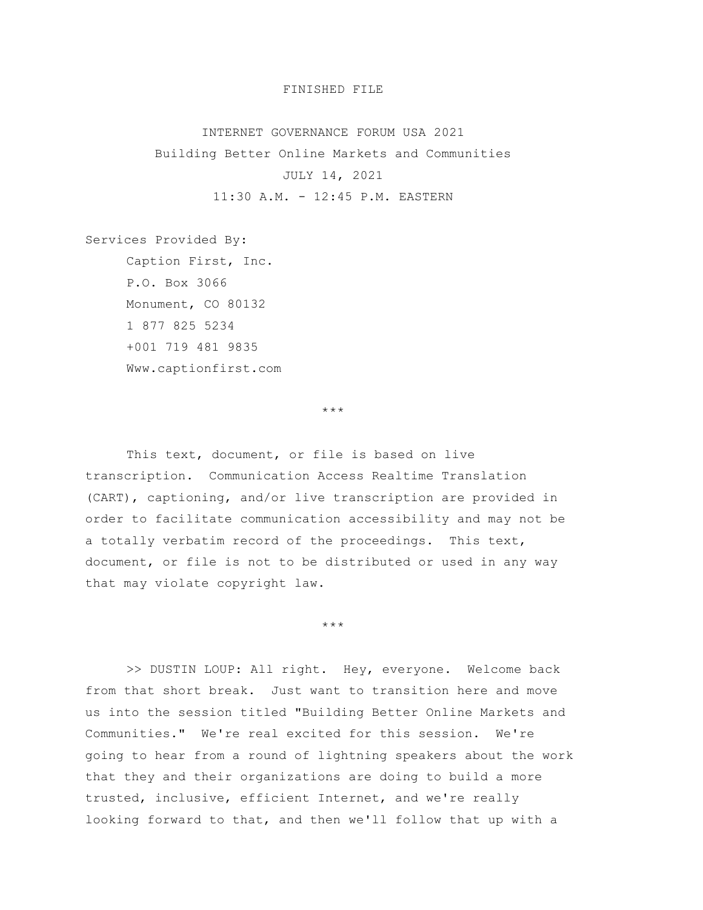FINISHED FILE

INTERNET GOVERNANCE FORUM USA 2021
Building Better Online Markets and Communities
JULY 14, 2021
11:30 A.M. - 12:45 P.M. EASTERN

Services Provided By:
Caption First, Inc.
P.O. Box 3066
Monument, CO 80132
1 877 825 5234
+001 719 481 9835
Www.captionfirst.com

***

This text, document, or file is based on live transcription. Communication Access Realtime Translation (CART), captioning, and/or live transcription are provided in order to facilitate communication accessibility and may not be a totally verbatim record of the proceedings. This text, document, or file is not to be distributed or used in any way that may violate copyright law.

***

>> DUSTIN LOUP: All right. Hey, everyone. Welcome back from that short break. Just want to transition here and move us into the session titled "Building Better Online Markets and Communities." We're real excited for this session. We're going to hear from a round of lightning speakers about the work that they and their organizations are doing to build a more trusted, inclusive, efficient Internet, and we're really looking forward to that, and then we'll follow that up with a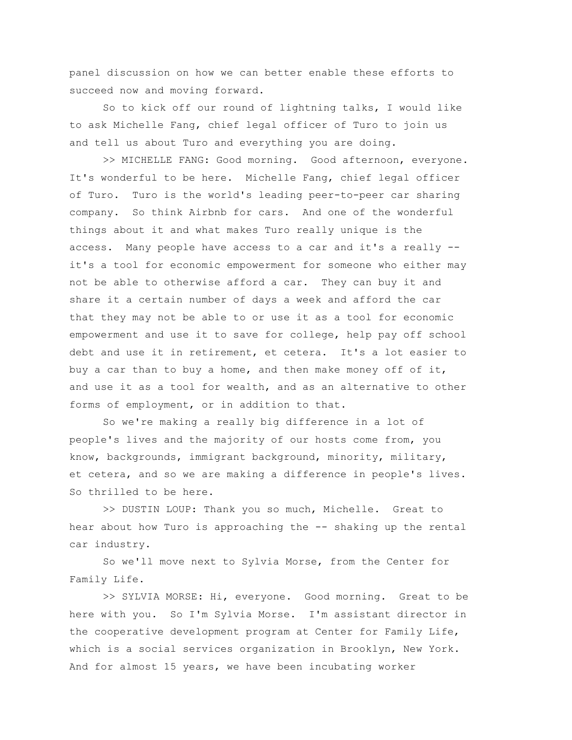panel discussion on how we can better enable these efforts to succeed now and moving forward.

So to kick off our round of lightning talks, I would like to ask Michelle Fang, chief legal officer of Turo to join us and tell us about Turo and everything you are doing.

>> MICHELLE FANG: Good morning. Good afternoon, everyone. It's wonderful to be here. Michelle Fang, chief legal officer of Turo. Turo is the world's leading peer-to-peer car sharing company. So think Airbnb for cars. And one of the wonderful things about it and what makes Turo really unique is the access. Many people have access to a car and it's a really -- it's a tool for economic empowerment for someone who either may not be able to otherwise afford a car. They can buy it and share it a certain number of days a week and afford the car that they may not be able to or use it as a tool for economic empowerment and use it to save for college, help pay off school debt and use it in retirement, et cetera. It's a lot easier to buy a car than to buy a home, and then make money off of it, and use it as a tool for wealth, and as an alternative to other forms of employment, or in addition to that.

So we're making a really big difference in a lot of people's lives and the majority of our hosts come from, you know, backgrounds, immigrant background, minority, military, et cetera, and so we are making a difference in people's lives. So thrilled to be here.

>> DUSTIN LOUP: Thank you so much, Michelle. Great to hear about how Turo is approaching the -- shaking up the rental car industry.

So we'll move next to Sylvia Morse, from the Center for Family Life.

>> SYLVIA MORSE: Hi, everyone. Good morning. Great to be here with you. So I'm Sylvia Morse. I'm assistant director in the cooperative development program at Center for Family Life, which is a social services organization in Brooklyn, New York. And for almost 15 years, we have been incubating worker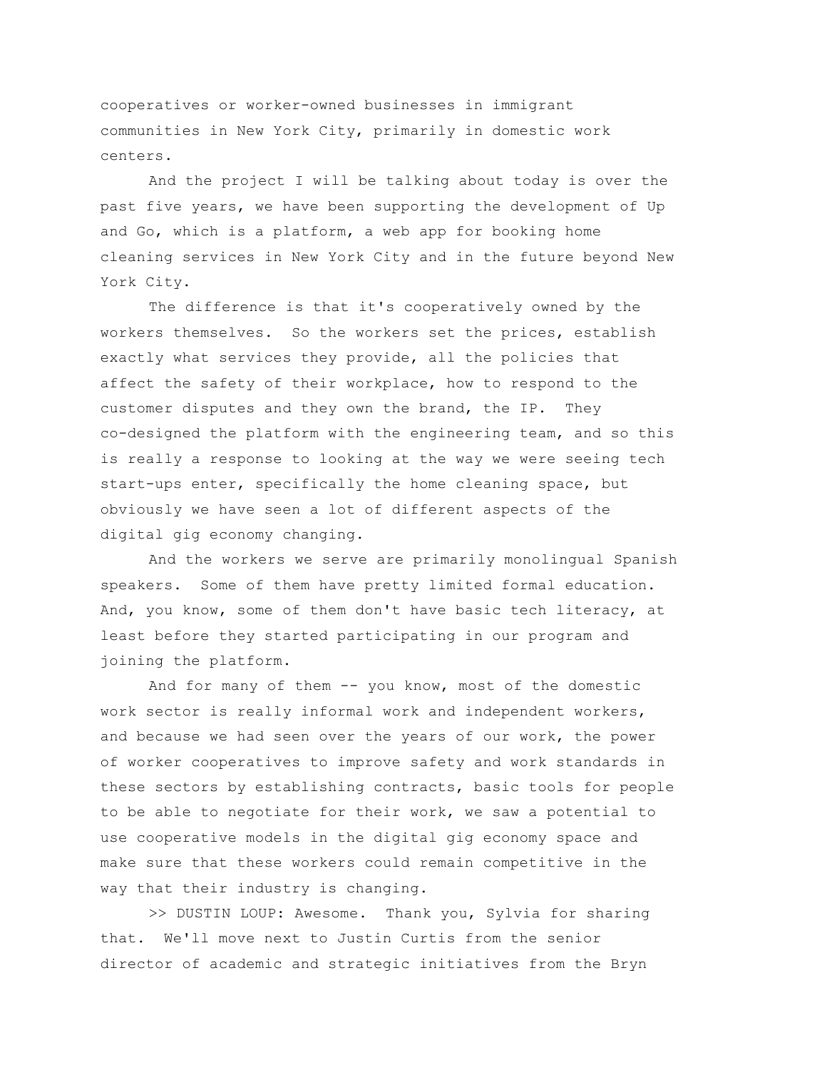cooperatives or worker-owned businesses in immigrant communities in New York City, primarily in domestic work centers.

And the project I will be talking about today is over the past five years, we have been supporting the development of Up and Go, which is a platform, a web app for booking home cleaning services in New York City and in the future beyond New York City.

The difference is that it's cooperatively owned by the workers themselves. So the workers set the prices, establish exactly what services they provide, all the policies that affect the safety of their workplace, how to respond to the customer disputes and they own the brand, the IP. They co-designed the platform with the engineering team, and so this is really a response to looking at the way we were seeing tech start-ups enter, specifically the home cleaning space, but obviously we have seen a lot of different aspects of the digital gig economy changing.

And the workers we serve are primarily monolingual Spanish speakers. Some of them have pretty limited formal education. And, you know, some of them don't have basic tech literacy, at least before they started participating in our program and joining the platform.

And for many of them -- you know, most of the domestic work sector is really informal work and independent workers, and because we had seen over the years of our work, the power of worker cooperatives to improve safety and work standards in these sectors by establishing contracts, basic tools for people to be able to negotiate for their work, we saw a potential to use cooperative models in the digital gig economy space and make sure that these workers could remain competitive in the way that their industry is changing.

>> DUSTIN LOUP: Awesome. Thank you, Sylvia for sharing that. We'll move next to Justin Curtis from the senior director of academic and strategic initiatives from the Bryn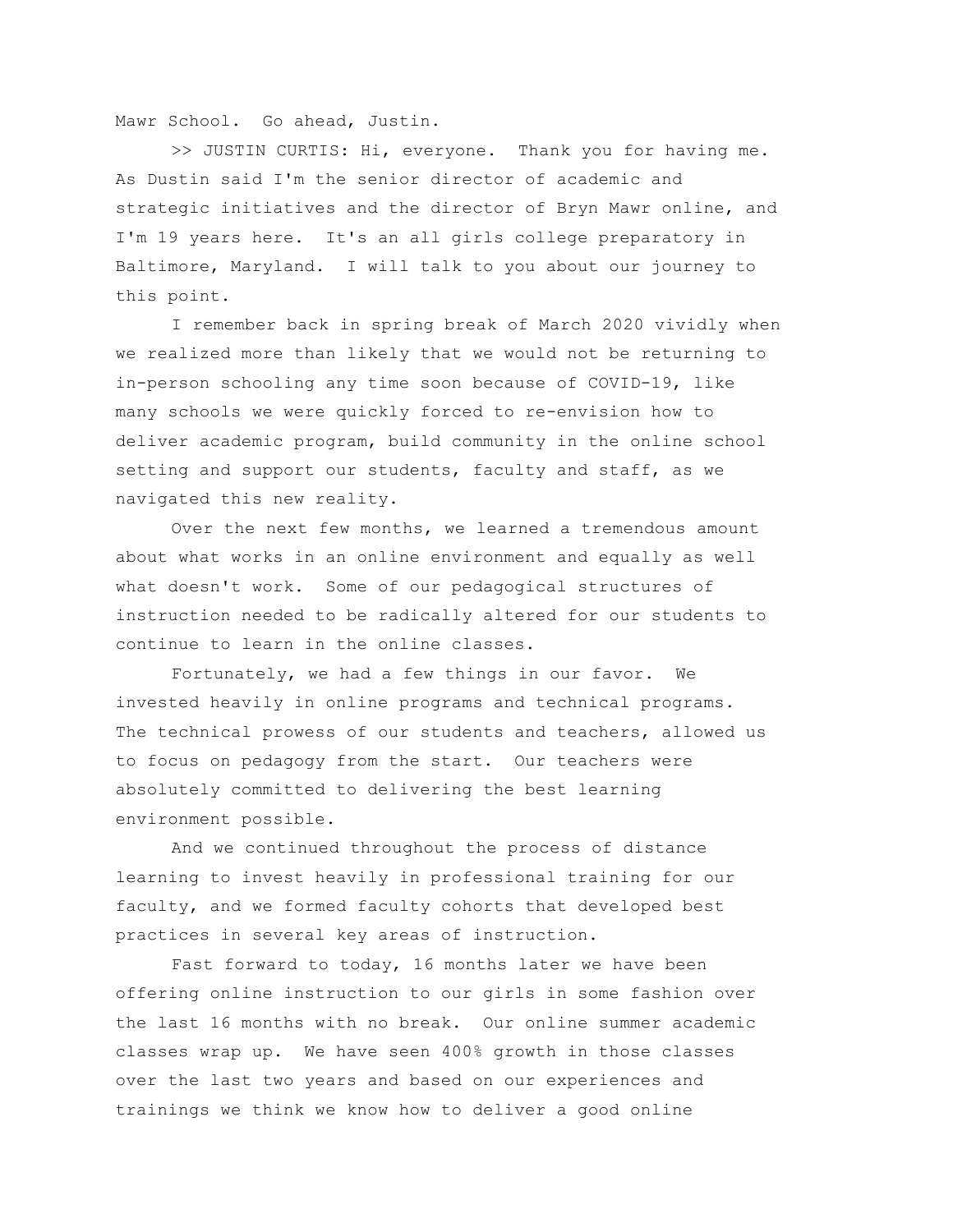Mawr School.  Go ahead, Justin.

>> JUSTIN CURTIS: Hi, everyone.  Thank you for having me.  As Dustin said I'm the senior director of academic and strategic initiatives and the director of Bryn Mawr online, and I'm 19 years here.  It's an all girls college preparatory in Baltimore, Maryland.  I will talk to you about our journey to this point.

I remember back in spring break of March 2020 vividly when we realized more than likely that we would not be returning to in-person schooling any time soon because of COVID-19, like many schools we were quickly forced to re-envision how to deliver academic program, build community in the online school setting and support our students, faculty and staff, as we navigated this new reality.

Over the next few months, we learned a tremendous amount about what works in an online environment and equally as well what doesn't work.  Some of our pedagogical structures of instruction needed to be radically altered for our students to continue to learn in the online classes.

Fortunately, we had a few things in our favor.  We invested heavily in online programs and technical programs.  The technical prowess of our students and teachers, allowed us to focus on pedagogy from the start.  Our teachers were absolutely committed to delivering the best learning environment possible.

And we continued throughout the process of distance learning to invest heavily in professional training for our faculty, and we formed faculty cohorts that developed best practices in several key areas of instruction.

Fast forward to today, 16 months later we have been offering online instruction to our girls in some fashion over the last 16 months with no break.  Our online summer academic classes wrap up.  We have seen 400% growth in those classes over the last two years and based on our experiences and trainings we think we know how to deliver a good online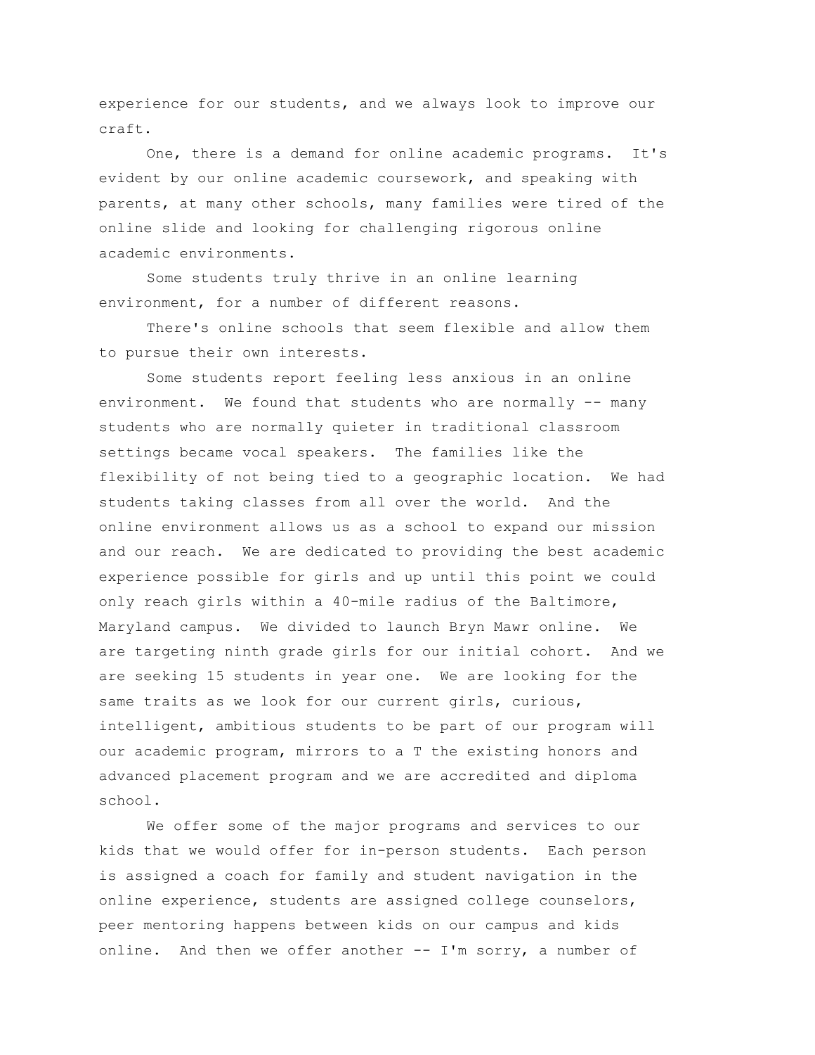experience for our students, and we always look to improve our craft.

One, there is a demand for online academic programs. It's evident by our online academic coursework, and speaking with parents, at many other schools, many families were tired of the online slide and looking for challenging rigorous online academic environments.

Some students truly thrive in an online learning environment, for a number of different reasons.

There's online schools that seem flexible and allow them to pursue their own interests.

Some students report feeling less anxious in an online environment. We found that students who are normally -- many students who are normally quieter in traditional classroom settings became vocal speakers. The families like the flexibility of not being tied to a geographic location. We had students taking classes from all over the world. And the online environment allows us as a school to expand our mission and our reach. We are dedicated to providing the best academic experience possible for girls and up until this point we could only reach girls within a 40-mile radius of the Baltimore, Maryland campus. We divided to launch Bryn Mawr online. We are targeting ninth grade girls for our initial cohort. And we are seeking 15 students in year one. We are looking for the same traits as we look for our current girls, curious, intelligent, ambitious students to be part of our program will our academic program, mirrors to a T the existing honors and advanced placement program and we are accredited and diploma school.

We offer some of the major programs and services to our kids that we would offer for in-person students. Each person is assigned a coach for family and student navigation in the online experience, students are assigned college counselors, peer mentoring happens between kids on our campus and kids online. And then we offer another -- I'm sorry, a number of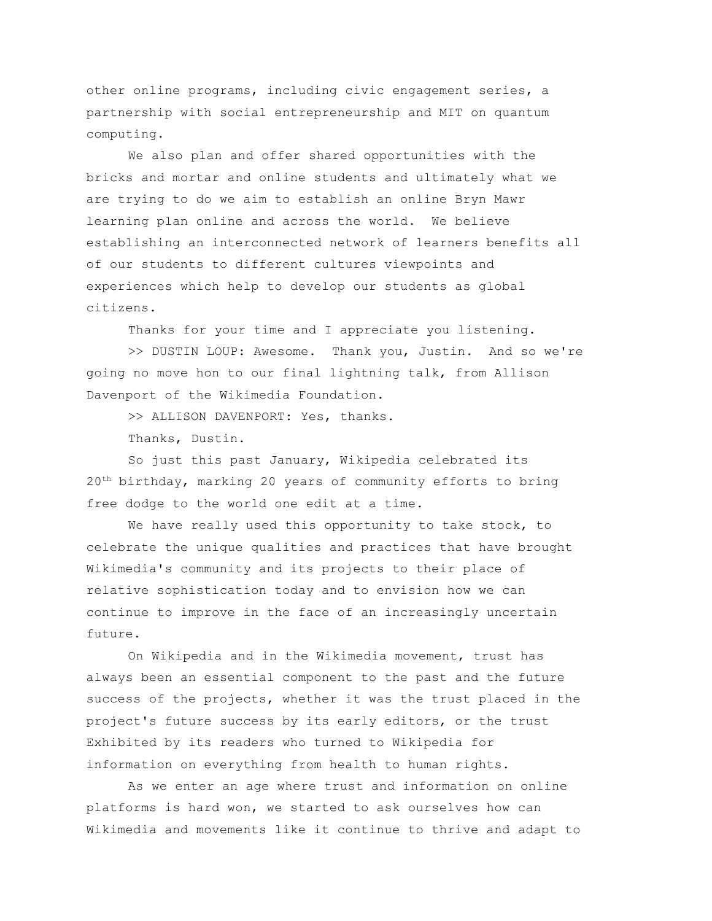other online programs, including civic engagement series, a partnership with social entrepreneurship and MIT on quantum computing.

We also plan and offer shared opportunities with the bricks and mortar and online students and ultimately what we are trying to do we aim to establish an online Bryn Mawr learning plan online and across the world. We believe establishing an interconnected network of learners benefits all of our students to different cultures viewpoints and experiences which help to develop our students as global citizens.

Thanks for your time and I appreciate you listening.

>> DUSTIN LOUP: Awesome. Thank you, Justin. And so we're going no move hon to our final lightning talk, from Allison Davenport of the Wikimedia Foundation.

>> ALLISON DAVENPORT: Yes, thanks.

Thanks, Dustin.

So just this past January, Wikipedia celebrated its 20th birthday, marking 20 years of community efforts to bring free dodge to the world one edit at a time.

We have really used this opportunity to take stock, to celebrate the unique qualities and practices that have brought Wikimedia's community and its projects to their place of relative sophistication today and to envision how we can continue to improve in the face of an increasingly uncertain future.

On Wikipedia and in the Wikimedia movement, trust has always been an essential component to the past and the future success of the projects, whether it was the trust placed in the project's future success by its early editors, or the trust Exhibited by its readers who turned to Wikipedia for information on everything from health to human rights.

As we enter an age where trust and information on online platforms is hard won, we started to ask ourselves how can Wikimedia and movements like it continue to thrive and adapt to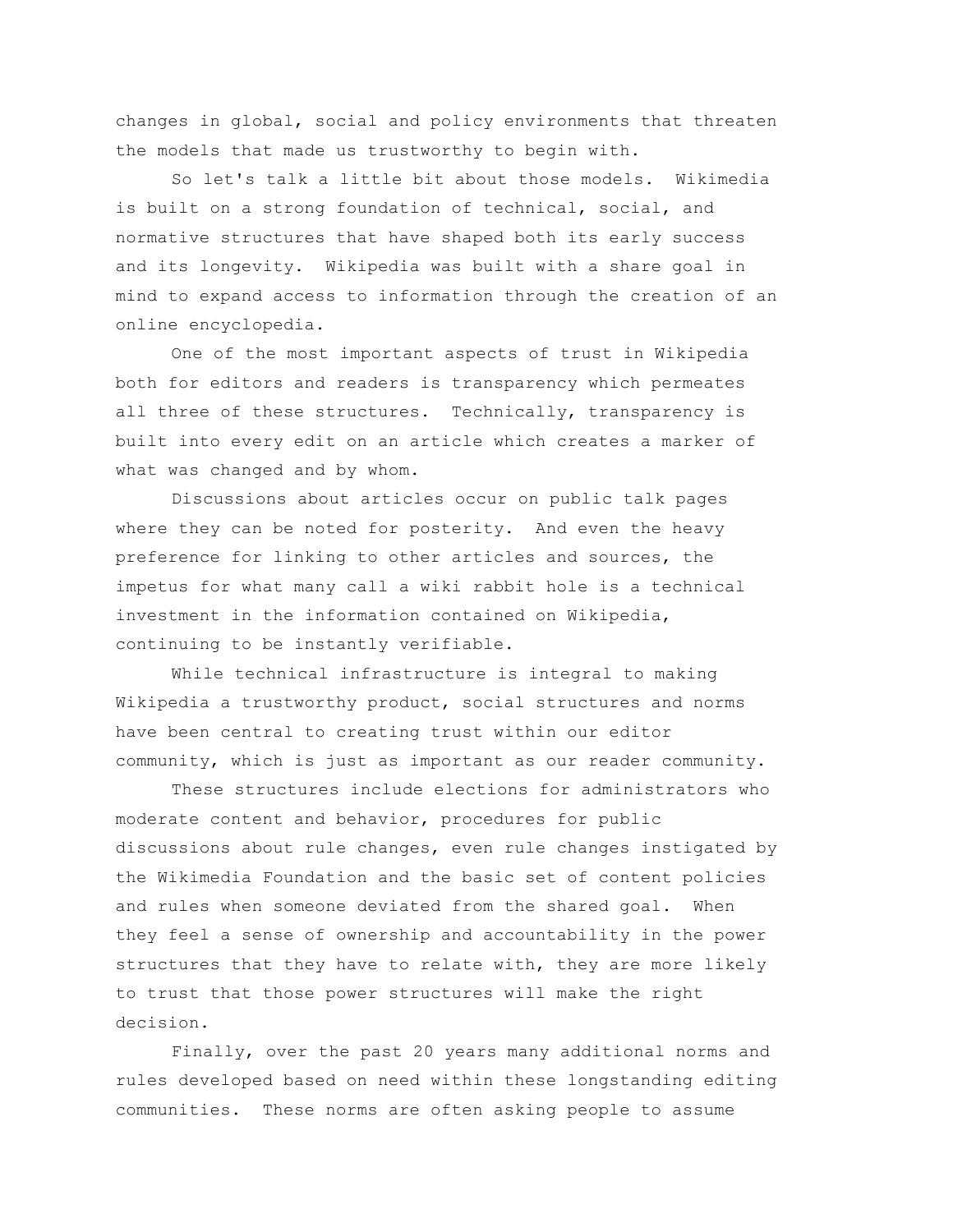changes in global, social and policy environments that threaten the models that made us trustworthy to begin with.

So let's talk a little bit about those models. Wikimedia is built on a strong foundation of technical, social, and normative structures that have shaped both its early success and its longevity. Wikipedia was built with a share goal in mind to expand access to information through the creation of an online encyclopedia.

One of the most important aspects of trust in Wikipedia both for editors and readers is transparency which permeates all three of these structures. Technically, transparency is built into every edit on an article which creates a marker of what was changed and by whom.

Discussions about articles occur on public talk pages where they can be noted for posterity. And even the heavy preference for linking to other articles and sources, the impetus for what many call a wiki rabbit hole is a technical investment in the information contained on Wikipedia, continuing to be instantly verifiable.

While technical infrastructure is integral to making Wikipedia a trustworthy product, social structures and norms have been central to creating trust within our editor community, which is just as important as our reader community.

These structures include elections for administrators who moderate content and behavior, procedures for public discussions about rule changes, even rule changes instigated by the Wikimedia Foundation and the basic set of content policies and rules when someone deviated from the shared goal. When they feel a sense of ownership and accountability in the power structures that they have to relate with, they are more likely to trust that those power structures will make the right decision.

Finally, over the past 20 years many additional norms and rules developed based on need within these longstanding editing communities. These norms are often asking people to assume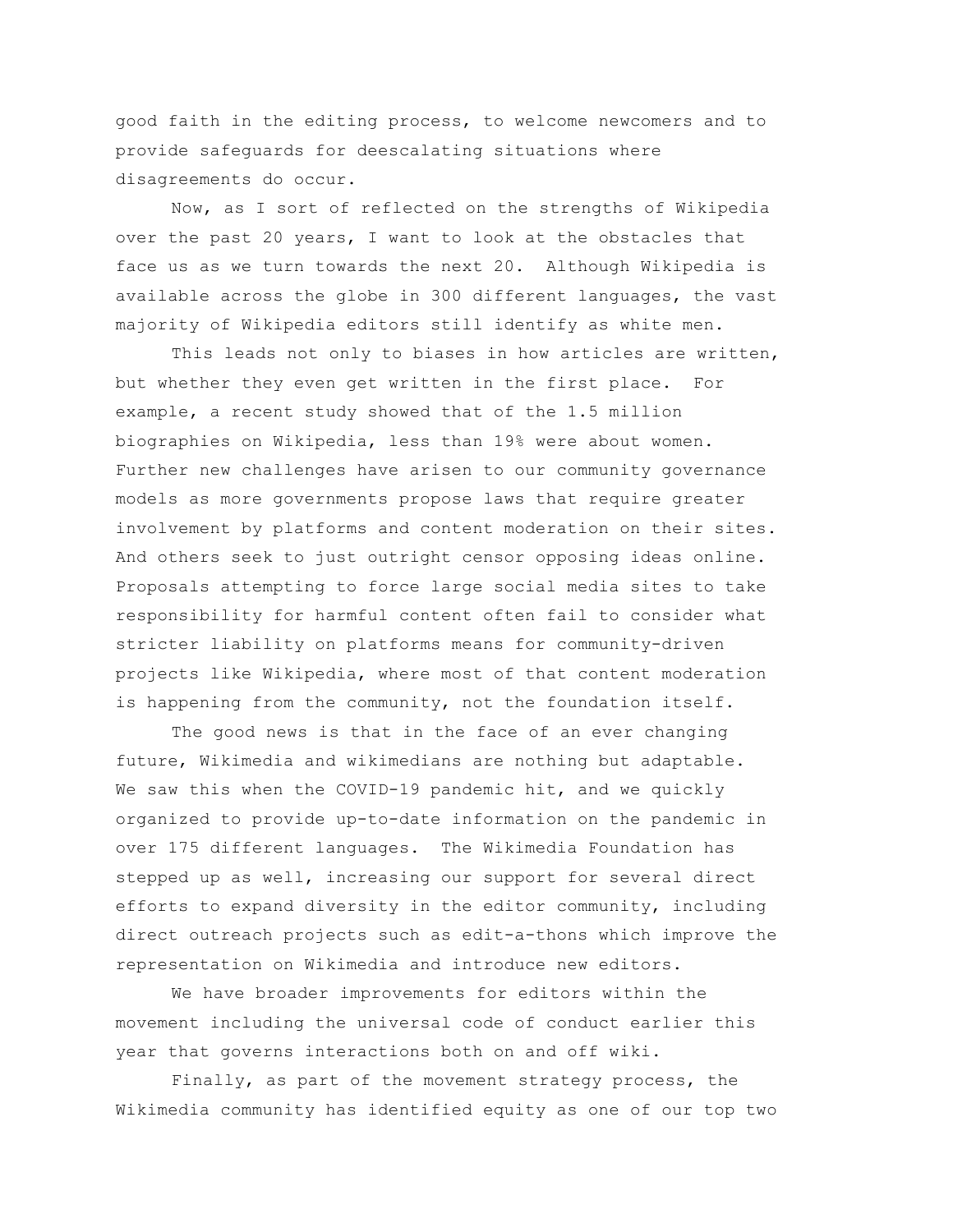good faith in the editing process, to welcome newcomers and to provide safeguards for deescalating situations where disagreements do occur.

Now, as I sort of reflected on the strengths of Wikipedia over the past 20 years, I want to look at the obstacles that face us as we turn towards the next 20. Although Wikipedia is available across the globe in 300 different languages, the vast majority of Wikipedia editors still identify as white men.

This leads not only to biases in how articles are written, but whether they even get written in the first place. For example, a recent study showed that of the 1.5 million biographies on Wikipedia, less than 19% were about women. Further new challenges have arisen to our community governance models as more governments propose laws that require greater involvement by platforms and content moderation on their sites. And others seek to just outright censor opposing ideas online. Proposals attempting to force large social media sites to take responsibility for harmful content often fail to consider what stricter liability on platforms means for community-driven projects like Wikipedia, where most of that content moderation is happening from the community, not the foundation itself.

The good news is that in the face of an ever changing future, Wikimedia and wikimedians are nothing but adaptable. We saw this when the COVID-19 pandemic hit, and we quickly organized to provide up-to-date information on the pandemic in over 175 different languages. The Wikimedia Foundation has stepped up as well, increasing our support for several direct efforts to expand diversity in the editor community, including direct outreach projects such as edit-a-thons which improve the representation on Wikimedia and introduce new editors.

We have broader improvements for editors within the movement including the universal code of conduct earlier this year that governs interactions both on and off wiki.

Finally, as part of the movement strategy process, the Wikimedia community has identified equity as one of our top two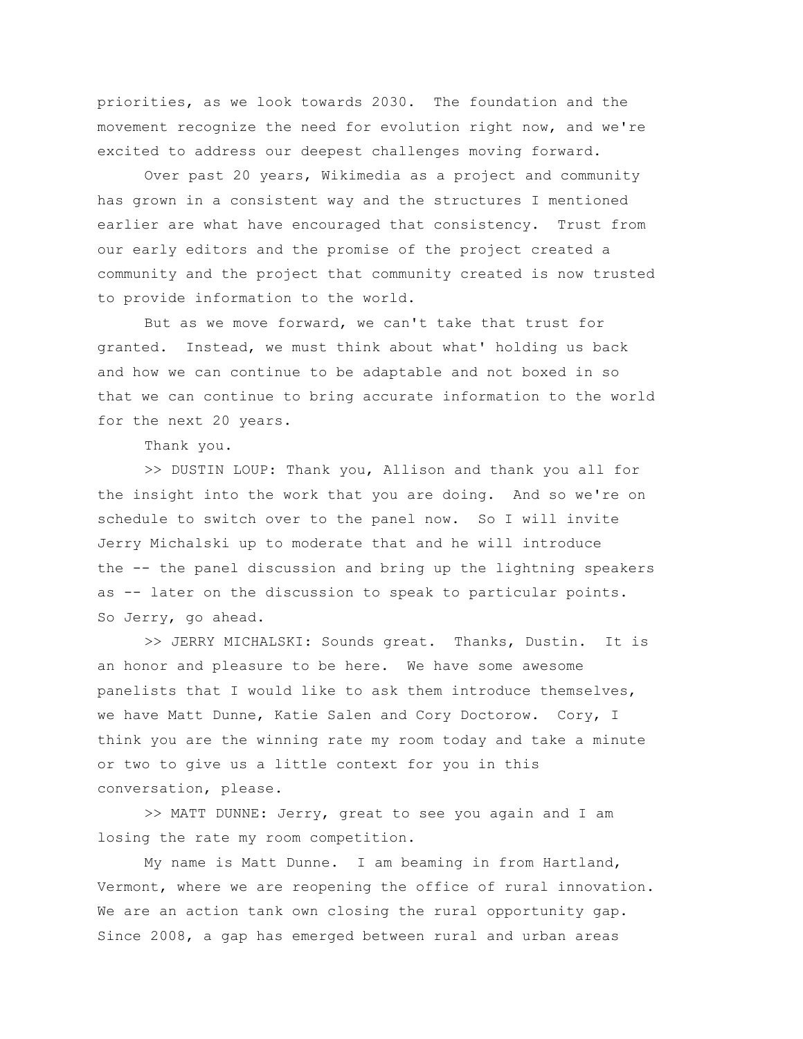priorities, as we look towards 2030. The foundation and the movement recognize the need for evolution right now, and we're excited to address our deepest challenges moving forward.

Over past 20 years, Wikimedia as a project and community has grown in a consistent way and the structures I mentioned earlier are what have encouraged that consistency. Trust from our early editors and the promise of the project created a community and the project that community created is now trusted to provide information to the world.

But as we move forward, we can't take that trust for granted. Instead, we must think about what' holding us back and how we can continue to be adaptable and not boxed in so that we can continue to bring accurate information to the world for the next 20 years.

Thank you.

>> DUSTIN LOUP: Thank you, Allison and thank you all for the insight into the work that you are doing. And so we're on schedule to switch over to the panel now. So I will invite Jerry Michalski up to moderate that and he will introduce the -- the panel discussion and bring up the lightning speakers as -- later on the discussion to speak to particular points. So Jerry, go ahead.

>> JERRY MICHALSKI: Sounds great. Thanks, Dustin. It is an honor and pleasure to be here. We have some awesome panelists that I would like to ask them introduce themselves, we have Matt Dunne, Katie Salen and Cory Doctorow. Cory, I think you are the winning rate my room today and take a minute or two to give us a little context for you in this conversation, please.

>> MATT DUNNE: Jerry, great to see you again and I am losing the rate my room competition.

My name is Matt Dunne. I am beaming in from Hartland, Vermont, where we are reopening the office of rural innovation. We are an action tank own closing the rural opportunity gap. Since 2008, a gap has emerged between rural and urban areas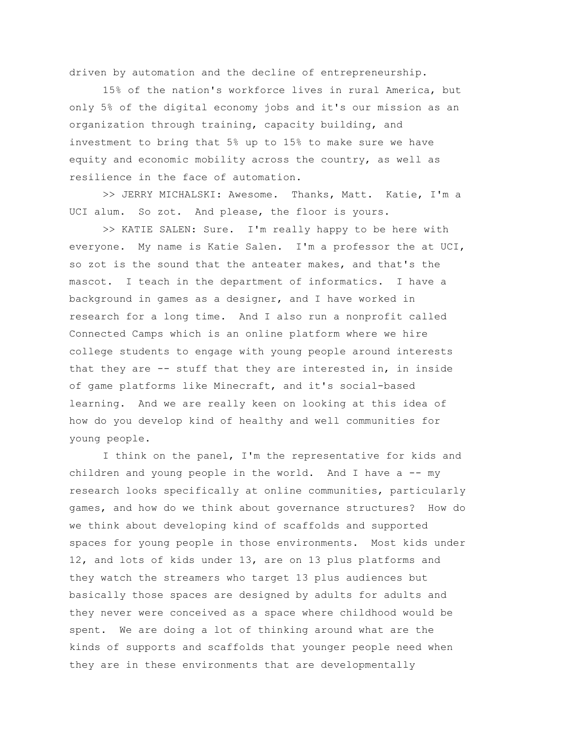driven by automation and the decline of entrepreneurship.

15% of the nation's workforce lives in rural America, but only 5% of the digital economy jobs and it's our mission as an organization through training, capacity building, and investment to bring that 5% up to 15% to make sure we have equity and economic mobility across the country, as well as resilience in the face of automation.

>> JERRY MICHALSKI: Awesome. Thanks, Matt. Katie, I'm a UCI alum. So zot. And please, the floor is yours.

>> KATIE SALEN: Sure. I'm really happy to be here with everyone. My name is Katie Salen. I'm a professor the at UCI, so zot is the sound that the anteater makes, and that's the mascot. I teach in the department of informatics. I have a background in games as a designer, and I have worked in research for a long time. And I also run a nonprofit called Connected Camps which is an online platform where we hire college students to engage with young people around interests that they are -- stuff that they are interested in, in inside of game platforms like Minecraft, and it's social-based learning. And we are really keen on looking at this idea of how do you develop kind of healthy and well communities for young people.

I think on the panel, I'm the representative for kids and children and young people in the world. And I have a -- my research looks specifically at online communities, particularly games, and how do we think about governance structures? How do we think about developing kind of scaffolds and supported spaces for young people in those environments. Most kids under 12, and lots of kids under 13, are on 13 plus platforms and they watch the streamers who target 13 plus audiences but basically those spaces are designed by adults for adults and they never were conceived as a space where childhood would be spent. We are doing a lot of thinking around what are the kinds of supports and scaffolds that younger people need when they are in these environments that are developmentally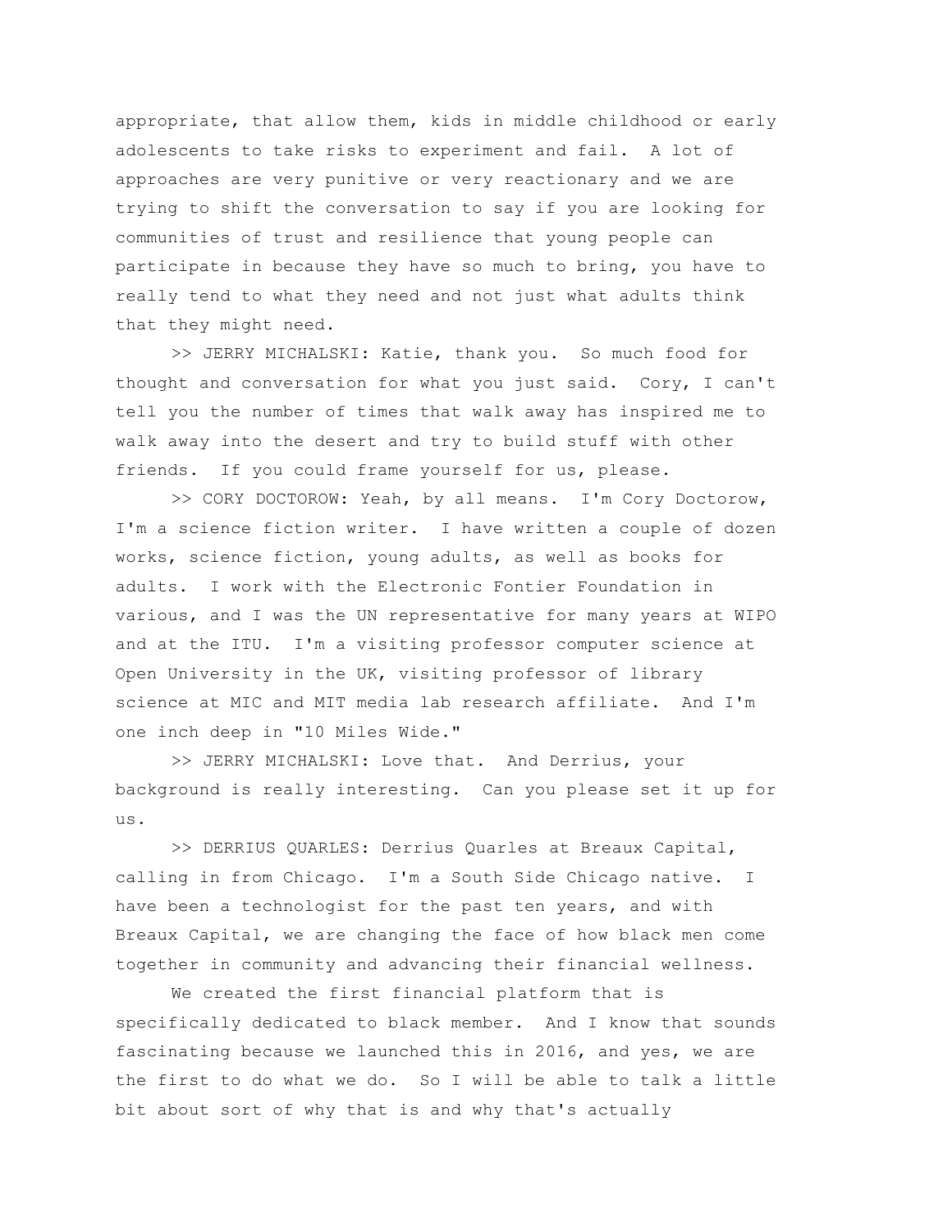appropriate, that allow them, kids in middle childhood or early adolescents to take risks to experiment and fail. A lot of approaches are very punitive or very reactionary and we are trying to shift the conversation to say if you are looking for communities of trust and resilience that young people can participate in because they have so much to bring, you have to really tend to what they need and not just what adults think that they might need.

>> JERRY MICHALSKI: Katie, thank you. So much food for thought and conversation for what you just said. Cory, I can't tell you the number of times that walk away has inspired me to walk away into the desert and try to build stuff with other friends. If you could frame yourself for us, please.

>> CORY DOCTOROW: Yeah, by all means. I'm Cory Doctorow, I'm a science fiction writer. I have written a couple of dozen works, science fiction, young adults, as well as books for adults. I work with the Electronic Fontier Foundation in various, and I was the UN representative for many years at WIPO and at the ITU. I'm a visiting professor computer science at Open University in the UK, visiting professor of library science at MIC and MIT media lab research affiliate. And I'm one inch deep in "10 Miles Wide."

>> JERRY MICHALSKI: Love that. And Derrius, your background is really interesting. Can you please set it up for us.

>> DERRIUS QUARLES: Derrius Quarles at Breaux Capital, calling in from Chicago. I'm a South Side Chicago native. I have been a technologist for the past ten years, and with Breaux Capital, we are changing the face of how black men come together in community and advancing their financial wellness.

We created the first financial platform that is specifically dedicated to black member. And I know that sounds fascinating because we launched this in 2016, and yes, we are the first to do what we do. So I will be able to talk a little bit about sort of why that is and why that's actually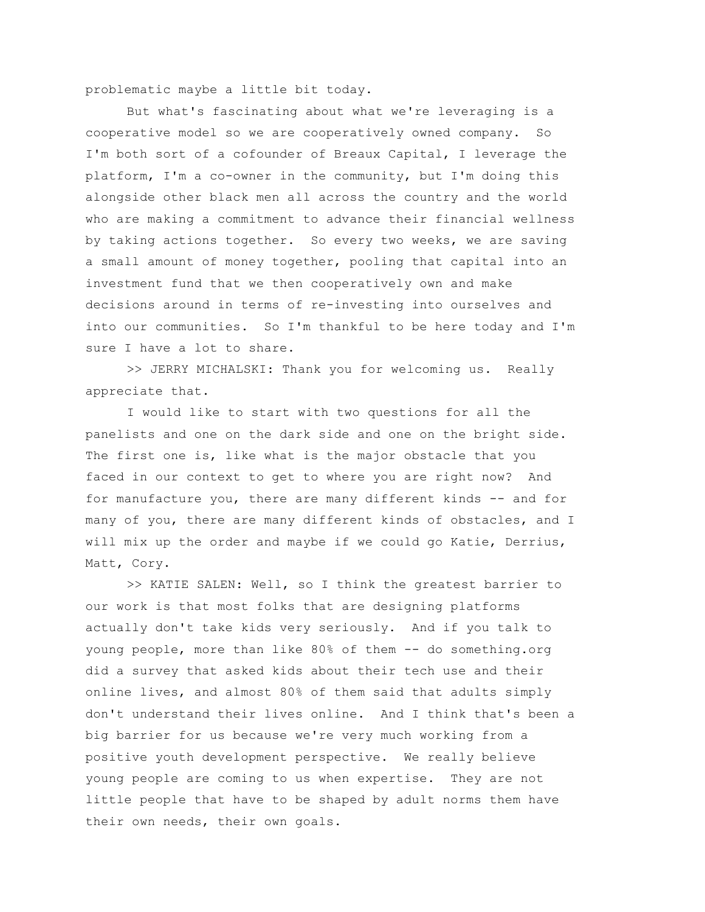problematic maybe a little bit today.

But what's fascinating about what we're leveraging is a cooperative model so we are cooperatively owned company. So I'm both sort of a cofounder of Breaux Capital, I leverage the platform, I'm a co-owner in the community, but I'm doing this alongside other black men all across the country and the world who are making a commitment to advance their financial wellness by taking actions together. So every two weeks, we are saving a small amount of money together, pooling that capital into an investment fund that we then cooperatively own and make decisions around in terms of re-investing into ourselves and into our communities. So I'm thankful to be here today and I'm sure I have a lot to share.

>> JERRY MICHALSKI: Thank you for welcoming us. Really appreciate that.

I would like to start with two questions for all the panelists and one on the dark side and one on the bright side. The first one is, like what is the major obstacle that you faced in our context to get to where you are right now? And for manufacture you, there are many different kinds -- and for many of you, there are many different kinds of obstacles, and I will mix up the order and maybe if we could go Katie, Derrius, Matt, Cory.

>> KATIE SALEN: Well, so I think the greatest barrier to our work is that most folks that are designing platforms actually don't take kids very seriously. And if you talk to young people, more than like 80% of them -- do something.org did a survey that asked kids about their tech use and their online lives, and almost 80% of them said that adults simply don't understand their lives online. And I think that's been a big barrier for us because we're very much working from a positive youth development perspective. We really believe young people are coming to us when expertise. They are not little people that have to be shaped by adult norms them have their own needs, their own goals.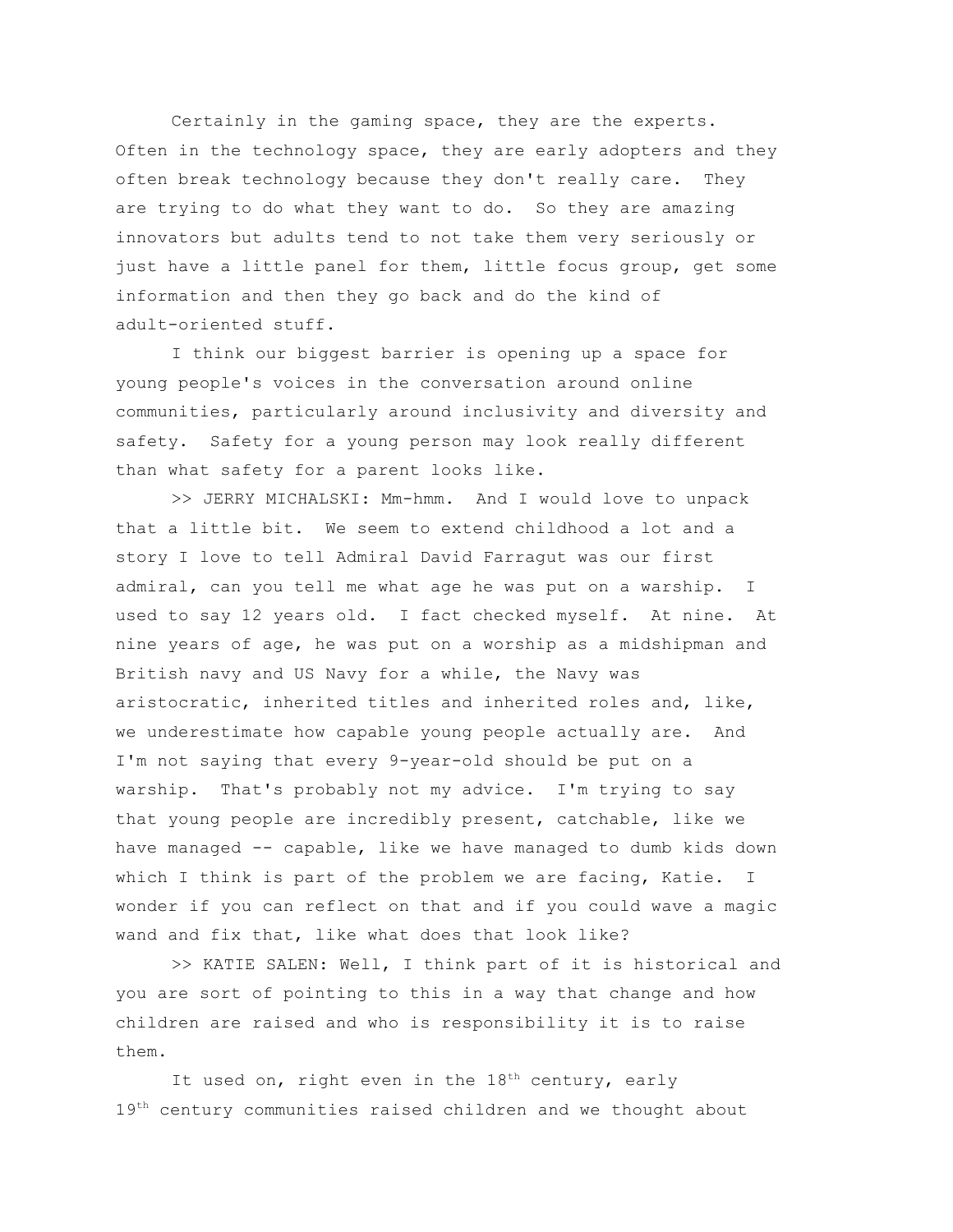Certainly in the gaming space, they are the experts. Often in the technology space, they are early adopters and they often break technology because they don't really care. They are trying to do what they want to do. So they are amazing innovators but adults tend to not take them very seriously or just have a little panel for them, little focus group, get some information and then they go back and do the kind of adult-oriented stuff.

I think our biggest barrier is opening up a space for young people's voices in the conversation around online communities, particularly around inclusivity and diversity and safety. Safety for a young person may look really different than what safety for a parent looks like.

>> JERRY MICHALSKI: Mm-hmm. And I would love to unpack that a little bit. We seem to extend childhood a lot and a story I love to tell Admiral David Farragut was our first admiral, can you tell me what age he was put on a warship. I used to say 12 years old. I fact checked myself. At nine. At nine years of age, he was put on a worship as a midshipman and British navy and US Navy for a while, the Navy was aristocratic, inherited titles and inherited roles and, like, we underestimate how capable young people actually are. And I'm not saying that every 9-year-old should be put on a warship. That's probably not my advice. I'm trying to say that young people are incredibly present, catchable, like we have managed -- capable, like we have managed to dumb kids down which I think is part of the problem we are facing, Katie. I wonder if you can reflect on that and if you could wave a magic wand and fix that, like what does that look like?

>> KATIE SALEN: Well, I think part of it is historical and you are sort of pointing to this in a way that change and how children are raised and who is responsibility it is to raise them.

It used on, right even in the 18th century, early 19th century communities raised children and we thought about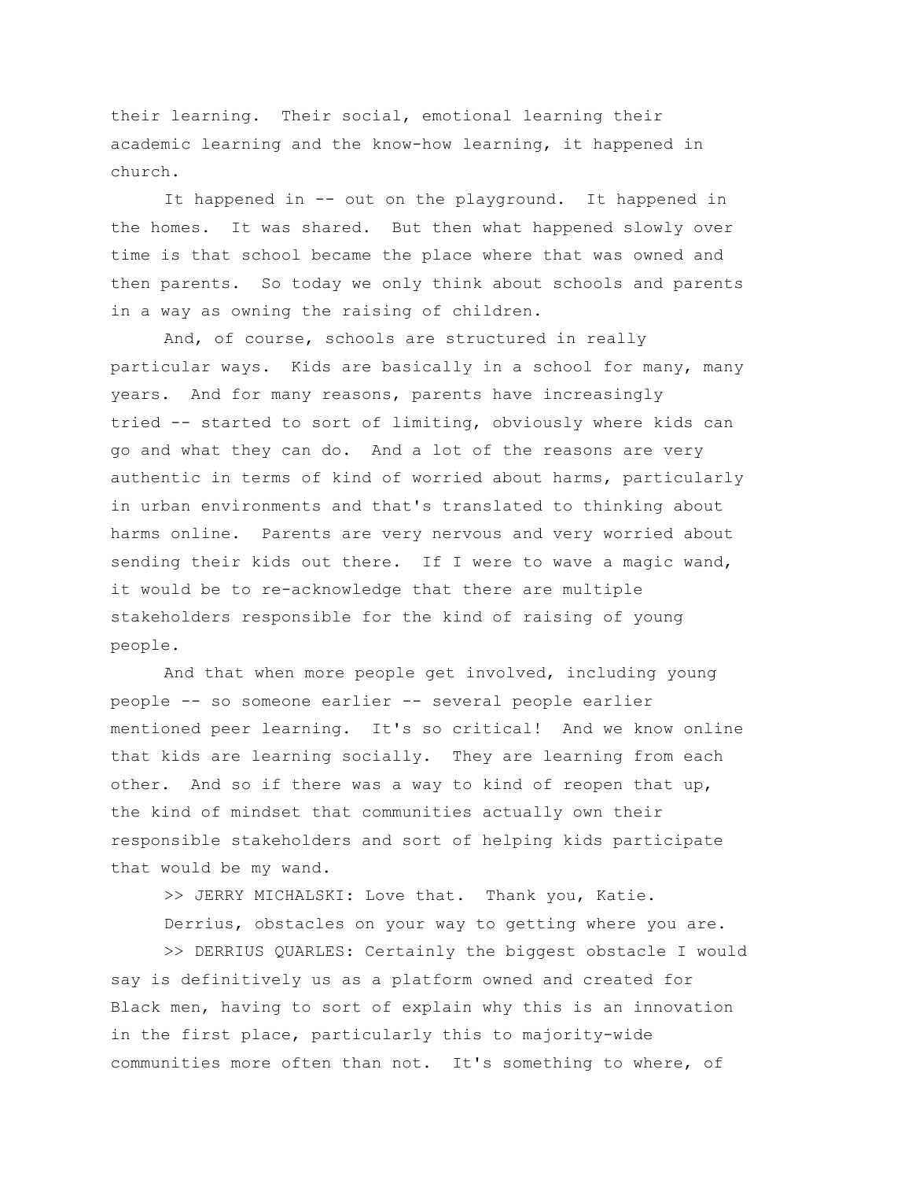their learning. Their social, emotional learning their academic learning and the know-how learning, it happened in church.

It happened in -- out on the playground. It happened in the homes. It was shared. But then what happened slowly over time is that school became the place where that was owned and then parents. So today we only think about schools and parents in a way as owning the raising of children.

And, of course, schools are structured in really particular ways. Kids are basically in a school for many, many years. And for many reasons, parents have increasingly tried -- started to sort of limiting, obviously where kids can go and what they can do. And a lot of the reasons are very authentic in terms of kind of worried about harms, particularly in urban environments and that's translated to thinking about harms online. Parents are very nervous and very worried about sending their kids out there. If I were to wave a magic wand, it would be to re-acknowledge that there are multiple stakeholders responsible for the kind of raising of young people.

And that when more people get involved, including young people -- so someone earlier -- several people earlier mentioned peer learning. It's so critical! And we know online that kids are learning socially. They are learning from each other. And so if there was a way to kind of reopen that up, the kind of mindset that communities actually own their responsible stakeholders and sort of helping kids participate that would be my wand.

>> JERRY MICHALSKI: Love that. Thank you, Katie.

Derrius, obstacles on your way to getting where you are.

>> DERRIUS QUARLES: Certainly the biggest obstacle I would say is definitively us as a platform owned and created for Black men, having to sort of explain why this is an innovation in the first place, particularly this to majority-wide communities more often than not. It's something to where, of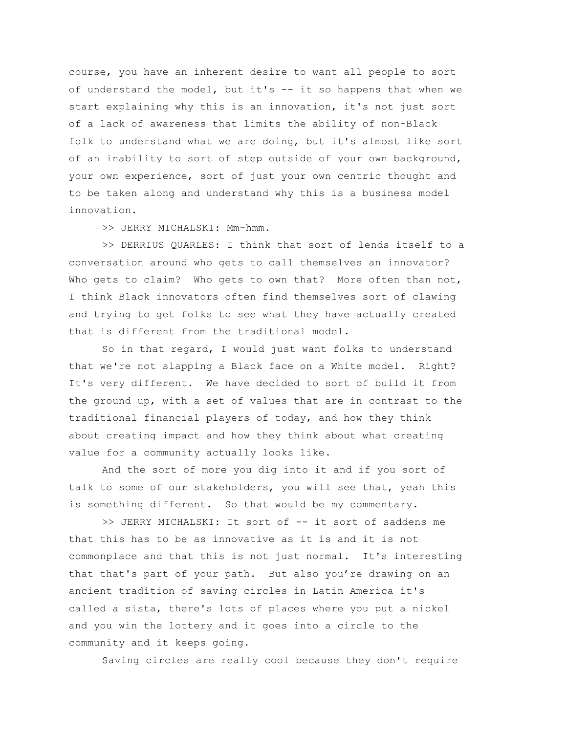course, you have an inherent desire to want all people to sort of understand the model, but it's -- it so happens that when we start explaining why this is an innovation, it's not just sort of a lack of awareness that limits the ability of non-Black folk to understand what we are doing, but it's almost like sort of an inability to sort of step outside of your own background, your own experience, sort of just your own centric thought and to be taken along and understand why this is a business model innovation.

>> JERRY MICHALSKI: Mm-hmm.

>> DERRIUS QUARLES: I think that sort of lends itself to a conversation around who gets to call themselves an innovator? Who gets to claim? Who gets to own that? More often than not, I think Black innovators often find themselves sort of clawing and trying to get folks to see what they have actually created that is different from the traditional model.

So in that regard, I would just want folks to understand that we're not slapping a Black face on a White model. Right? It's very different. We have decided to sort of build it from the ground up, with a set of values that are in contrast to the traditional financial players of today, and how they think about creating impact and how they think about what creating value for a community actually looks like.

And the sort of more you dig into it and if you sort of talk to some of our stakeholders, you will see that, yeah this is something different. So that would be my commentary.

>> JERRY MICHALSKI: It sort of -- it sort of saddens me that this has to be as innovative as it is and it is not commonplace and that this is not just normal. It's interesting that that's part of your path. But also you're drawing on an ancient tradition of saving circles in Latin America it's called a sista, there's lots of places where you put a nickel and you win the lottery and it goes into a circle to the community and it keeps going.

Saving circles are really cool because they don't require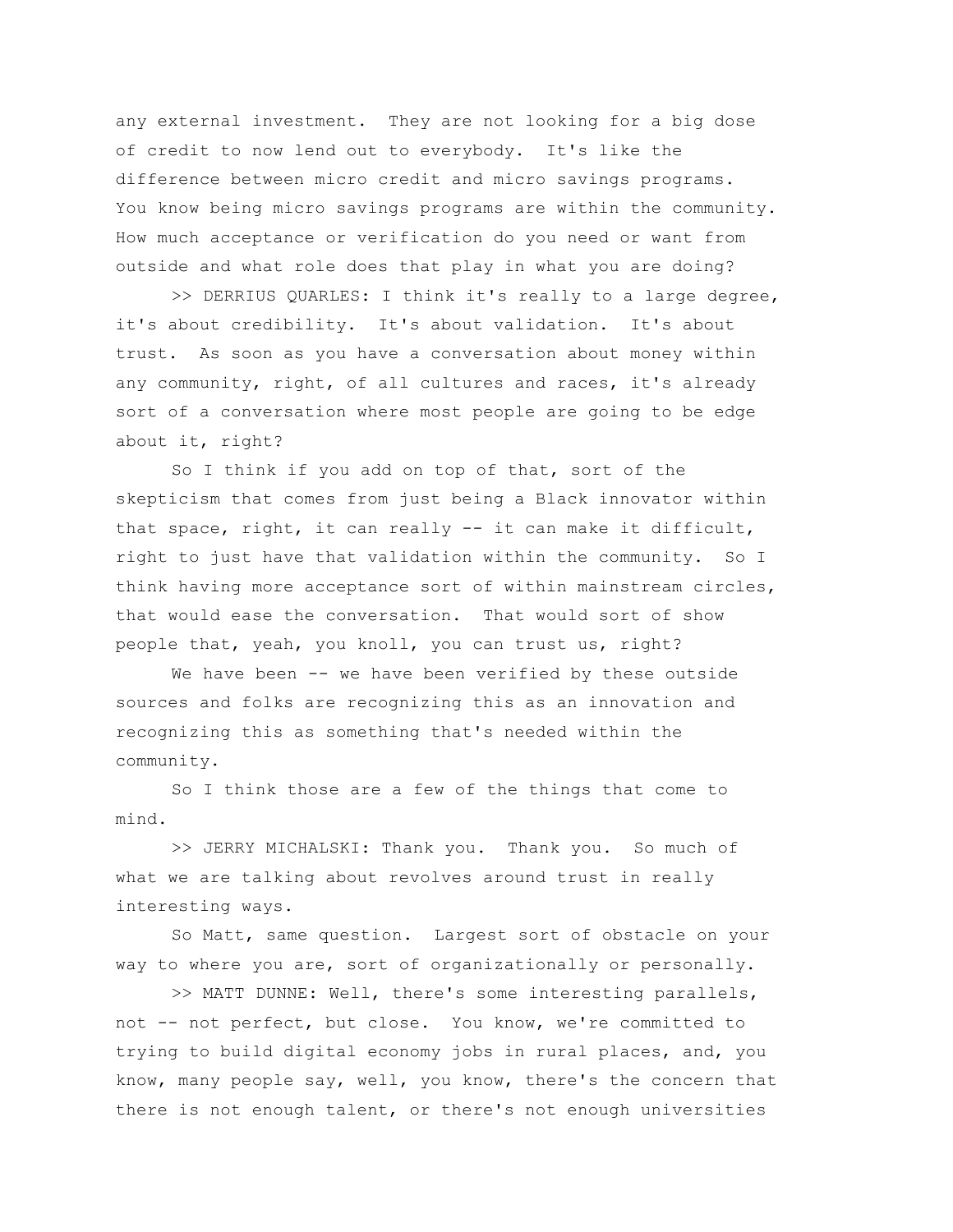any external investment. They are not looking for a big dose of credit to now lend out to everybody. It's like the difference between micro credit and micro savings programs. You know being micro savings programs are within the community. How much acceptance or verification do you need or want from outside and what role does that play in what you are doing?

>> DERRIUS QUARLES: I think it's really to a large degree, it's about credibility. It's about validation. It's about trust. As soon as you have a conversation about money within any community, right, of all cultures and races, it's already sort of a conversation where most people are going to be edge about it, right?

So I think if you add on top of that, sort of the skepticism that comes from just being a Black innovator within that space, right, it can really -- it can make it difficult, right to just have that validation within the community. So I think having more acceptance sort of within mainstream circles, that would ease the conversation. That would sort of show people that, yeah, you knoll, you can trust us, right?

We have been -- we have been verified by these outside sources and folks are recognizing this as an innovation and recognizing this as something that's needed within the community.

So I think those are a few of the things that come to mind.

>> JERRY MICHALSKI: Thank you. Thank you. So much of what we are talking about revolves around trust in really interesting ways.

So Matt, same question. Largest sort of obstacle on your way to where you are, sort of organizationally or personally.

>> MATT DUNNE: Well, there's some interesting parallels, not -- not perfect, but close. You know, we're committed to trying to build digital economy jobs in rural places, and, you know, many people say, well, you know, there's the concern that there is not enough talent, or there's not enough universities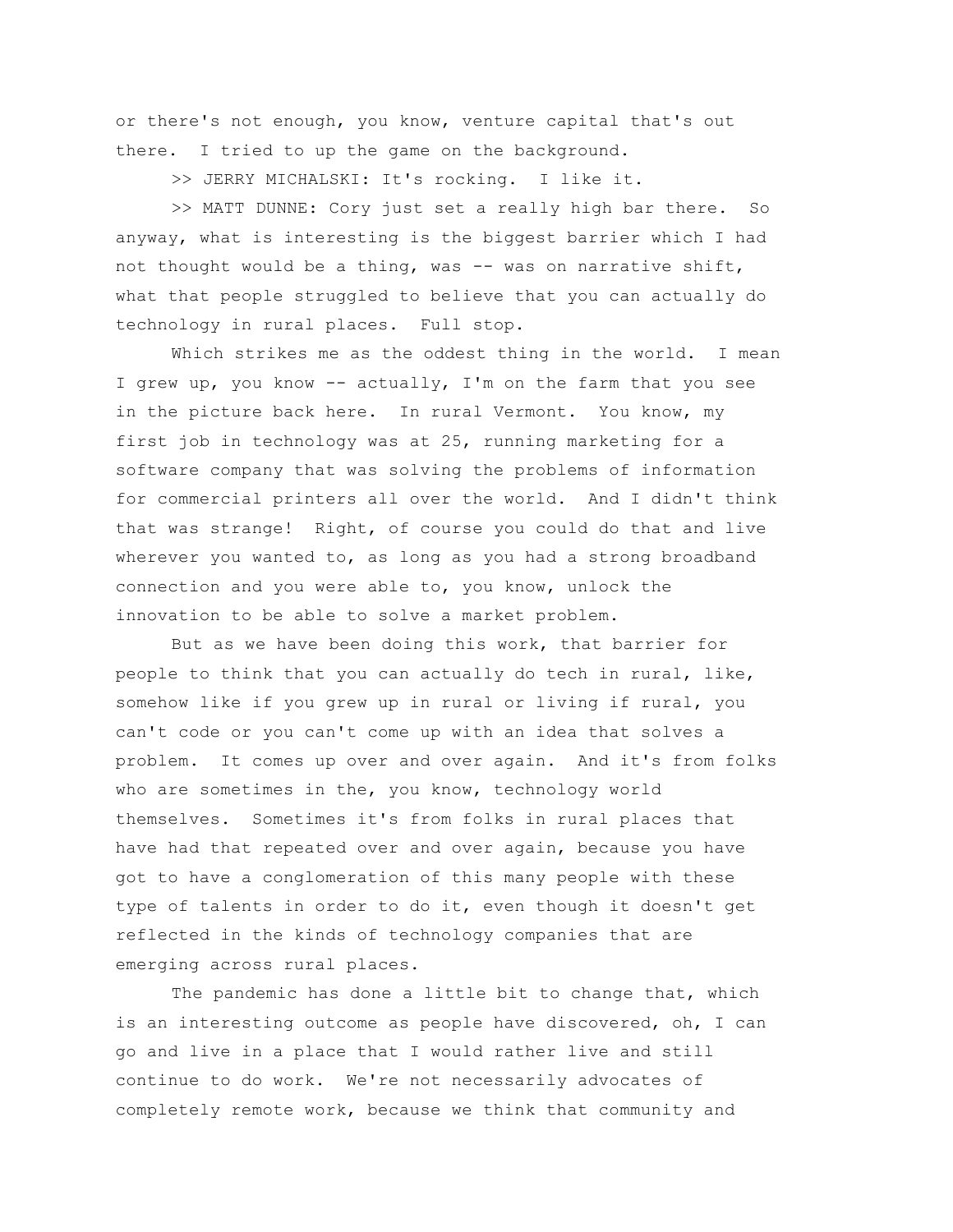or there's not enough, you know, venture capital that's out there. I tried to up the game on the background.

>> JERRY MICHALSKI: It's rocking. I like it.

>> MATT DUNNE: Cory just set a really high bar there. So anyway, what is interesting is the biggest barrier which I had not thought would be a thing, was -- was on narrative shift, what that people struggled to believe that you can actually do technology in rural places. Full stop.

Which strikes me as the oddest thing in the world. I mean I grew up, you know -- actually, I'm on the farm that you see in the picture back here. In rural Vermont. You know, my first job in technology was at 25, running marketing for a software company that was solving the problems of information for commercial printers all over the world. And I didn't think that was strange! Right, of course you could do that and live wherever you wanted to, as long as you had a strong broadband connection and you were able to, you know, unlock the innovation to be able to solve a market problem.

But as we have been doing this work, that barrier for people to think that you can actually do tech in rural, like, somehow like if you grew up in rural or living if rural, you can't code or you can't come up with an idea that solves a problem. It comes up over and over again. And it's from folks who are sometimes in the, you know, technology world themselves. Sometimes it's from folks in rural places that have had that repeated over and over again, because you have got to have a conglomeration of this many people with these type of talents in order to do it, even though it doesn't get reflected in the kinds of technology companies that are emerging across rural places.

The pandemic has done a little bit to change that, which is an interesting outcome as people have discovered, oh, I can go and live in a place that I would rather live and still continue to do work. We're not necessarily advocates of completely remote work, because we think that community and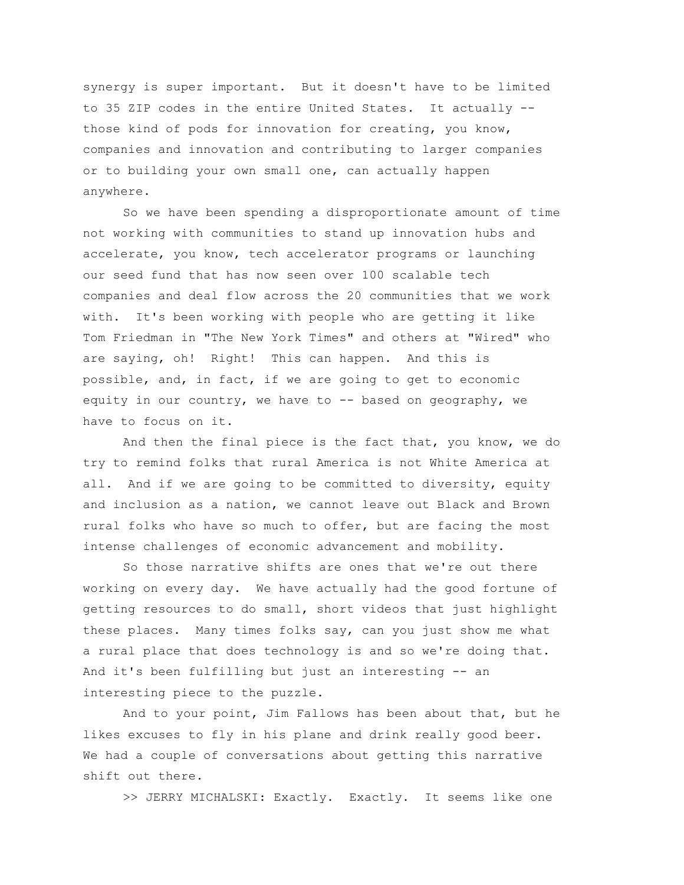synergy is super important. But it doesn't have to be limited to 35 ZIP codes in the entire United States. It actually -- those kind of pods for innovation for creating, you know, companies and innovation and contributing to larger companies or to building your own small one, can actually happen anywhere.

So we have been spending a disproportionate amount of time not working with communities to stand up innovation hubs and accelerate, you know, tech accelerator programs or launching our seed fund that has now seen over 100 scalable tech companies and deal flow across the 20 communities that we work with. It's been working with people who are getting it like Tom Friedman in "The New York Times" and others at "Wired" who are saying, oh! Right! This can happen. And this is possible, and, in fact, if we are going to get to economic equity in our country, we have to -- based on geography, we have to focus on it.

And then the final piece is the fact that, you know, we do try to remind folks that rural America is not White America at all. And if we are going to be committed to diversity, equity and inclusion as a nation, we cannot leave out Black and Brown rural folks who have so much to offer, but are facing the most intense challenges of economic advancement and mobility.

So those narrative shifts are ones that we're out there working on every day. We have actually had the good fortune of getting resources to do small, short videos that just highlight these places. Many times folks say, can you just show me what a rural place that does technology is and so we're doing that. And it's been fulfilling but just an interesting -- an interesting piece to the puzzle.

And to your point, Jim Fallows has been about that, but he likes excuses to fly in his plane and drink really good beer. We had a couple of conversations about getting this narrative shift out there.

>> JERRY MICHALSKI: Exactly. Exactly. It seems like one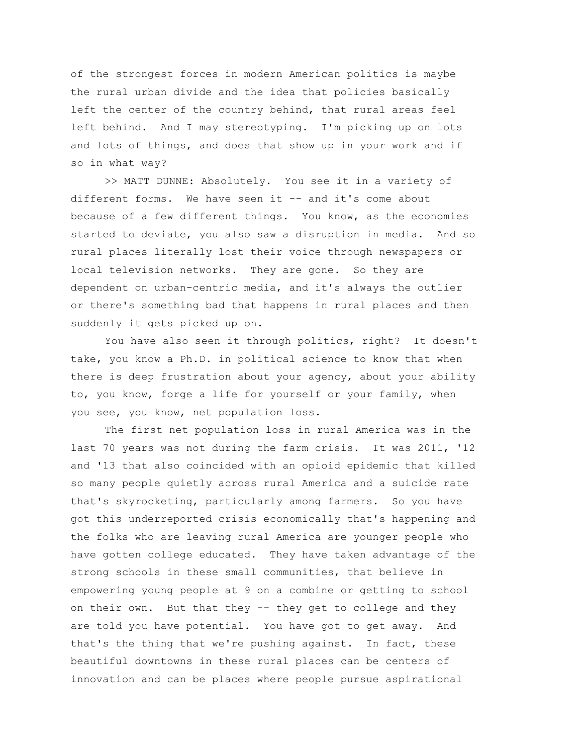of the strongest forces in modern American politics is maybe the rural urban divide and the idea that policies basically left the center of the country behind, that rural areas feel left behind. And I may stereotyping. I'm picking up on lots and lots of things, and does that show up in your work and if so in what way?

>> MATT DUNNE: Absolutely. You see it in a variety of different forms. We have seen it -- and it's come about because of a few different things. You know, as the economies started to deviate, you also saw a disruption in media. And so rural places literally lost their voice through newspapers or local television networks. They are gone. So they are dependent on urban-centric media, and it's always the outlier or there's something bad that happens in rural places and then suddenly it gets picked up on.

You have also seen it through politics, right? It doesn't take, you know a Ph.D. in political science to know that when there is deep frustration about your agency, about your ability to, you know, forge a life for yourself or your family, when you see, you know, net population loss.

The first net population loss in rural America was in the last 70 years was not during the farm crisis. It was 2011, '12 and '13 that also coincided with an opioid epidemic that killed so many people quietly across rural America and a suicide rate that's skyrocketing, particularly among farmers. So you have got this underreported crisis economically that's happening and the folks who are leaving rural America are younger people who have gotten college educated. They have taken advantage of the strong schools in these small communities, that believe in empowering young people at 9 on a combine or getting to school on their own. But that they -- they get to college and they are told you have potential. You have got to get away. And that's the thing that we're pushing against. In fact, these beautiful downtowns in these rural places can be centers of innovation and can be places where people pursue aspirational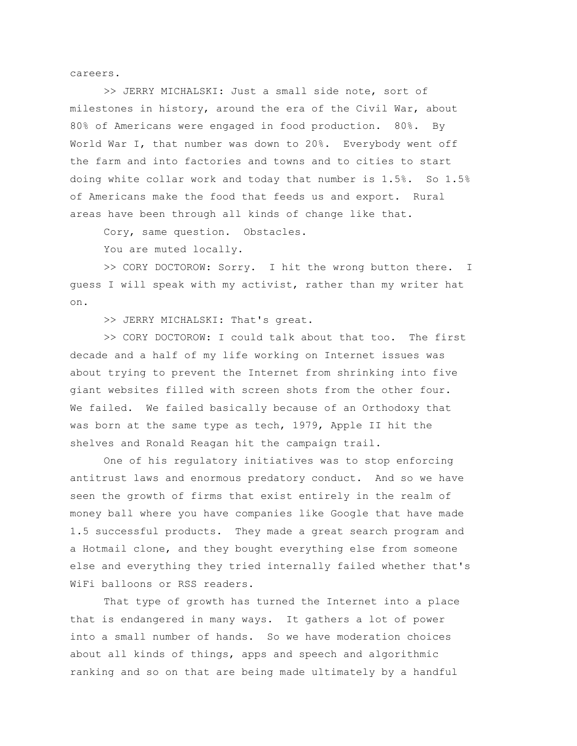careers.

>> JERRY MICHALSKI: Just a small side note, sort of milestones in history, around the era of the Civil War, about 80% of Americans were engaged in food production. 80%. By World War I, that number was down to 20%. Everybody went off the farm and into factories and towns and to cities to start doing white collar work and today that number is 1.5%. So 1.5% of Americans make the food that feeds us and export. Rural areas have been through all kinds of change like that.

Cory, same question. Obstacles.

You are muted locally.

>> CORY DOCTOROW: Sorry. I hit the wrong button there. I guess I will speak with my activist, rather than my writer hat on.

>> JERRY MICHALSKI: That's great.

>> CORY DOCTOROW: I could talk about that too. The first decade and a half of my life working on Internet issues was about trying to prevent the Internet from shrinking into five giant websites filled with screen shots from the other four. We failed. We failed basically because of an Orthodoxy that was born at the same type as tech, 1979, Apple II hit the shelves and Ronald Reagan hit the campaign trail.

One of his regulatory initiatives was to stop enforcing antitrust laws and enormous predatory conduct. And so we have seen the growth of firms that exist entirely in the realm of money ball where you have companies like Google that have made 1.5 successful products. They made a great search program and a Hotmail clone, and they bought everything else from someone else and everything they tried internally failed whether that's WiFi balloons or RSS readers.

That type of growth has turned the Internet into a place that is endangered in many ways. It gathers a lot of power into a small number of hands. So we have moderation choices about all kinds of things, apps and speech and algorithmic ranking and so on that are being made ultimately by a handful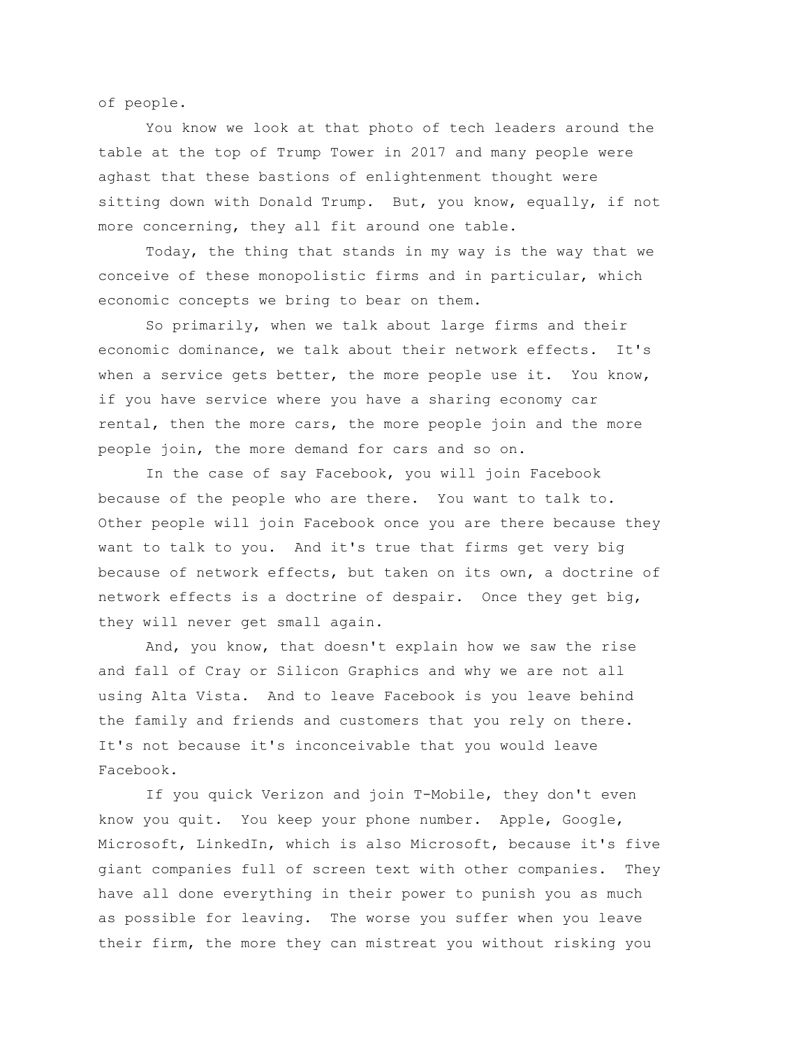of people.

You know we look at that photo of tech leaders around the table at the top of Trump Tower in 2017 and many people were aghast that these bastions of enlightenment thought were sitting down with Donald Trump. But, you know, equally, if not more concerning, they all fit around one table.

Today, the thing that stands in my way is the way that we conceive of these monopolistic firms and in particular, which economic concepts we bring to bear on them.

So primarily, when we talk about large firms and their economic dominance, we talk about their network effects. It's when a service gets better, the more people use it. You know, if you have service where you have a sharing economy car rental, then the more cars, the more people join and the more people join, the more demand for cars and so on.

In the case of say Facebook, you will join Facebook because of the people who are there. You want to talk to. Other people will join Facebook once you are there because they want to talk to you. And it's true that firms get very big because of network effects, but taken on its own, a doctrine of network effects is a doctrine of despair. Once they get big, they will never get small again.

And, you know, that doesn't explain how we saw the rise and fall of Cray or Silicon Graphics and why we are not all using Alta Vista. And to leave Facebook is you leave behind the family and friends and customers that you rely on there. It's not because it's inconceivable that you would leave Facebook.

If you quick Verizon and join T-Mobile, they don't even know you quit. You keep your phone number. Apple, Google, Microsoft, LinkedIn, which is also Microsoft, because it's five giant companies full of screen text with other companies. They have all done everything in their power to punish you as much as possible for leaving. The worse you suffer when you leave their firm, the more they can mistreat you without risking you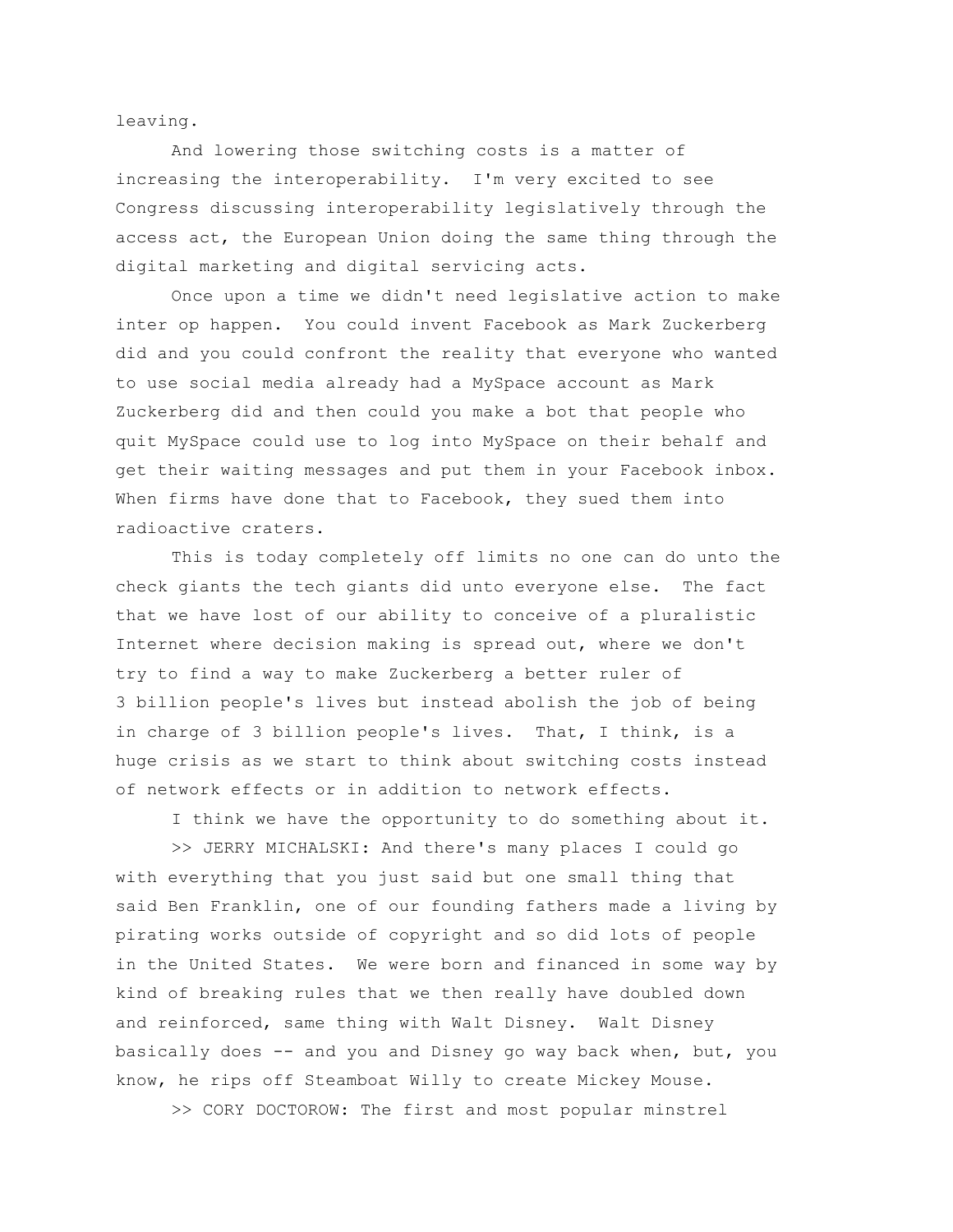leaving.

And lowering those switching costs is a matter of increasing the interoperability. I'm very excited to see Congress discussing interoperability legislatively through the access act, the European Union doing the same thing through the digital marketing and digital servicing acts.

Once upon a time we didn't need legislative action to make inter op happen. You could invent Facebook as Mark Zuckerberg did and you could confront the reality that everyone who wanted to use social media already had a MySpace account as Mark Zuckerberg did and then could you make a bot that people who quit MySpace could use to log into MySpace on their behalf and get their waiting messages and put them in your Facebook inbox. When firms have done that to Facebook, they sued them into radioactive craters.

This is today completely off limits no one can do unto the check giants the tech giants did unto everyone else. The fact that we have lost of our ability to conceive of a pluralistic Internet where decision making is spread out, where we don't try to find a way to make Zuckerberg a better ruler of 3 billion people's lives but instead abolish the job of being in charge of 3 billion people's lives. That, I think, is a huge crisis as we start to think about switching costs instead of network effects or in addition to network effects.

I think we have the opportunity to do something about it.

>> JERRY MICHALSKI: And there's many places I could go with everything that you just said but one small thing that said Ben Franklin, one of our founding fathers made a living by pirating works outside of copyright and so did lots of people in the United States. We were born and financed in some way by kind of breaking rules that we then really have doubled down and reinforced, same thing with Walt Disney. Walt Disney basically does -- and you and Disney go way back when, but, you know, he rips off Steamboat Willy to create Mickey Mouse.

>> CORY DOCTOROW: The first and most popular minstrel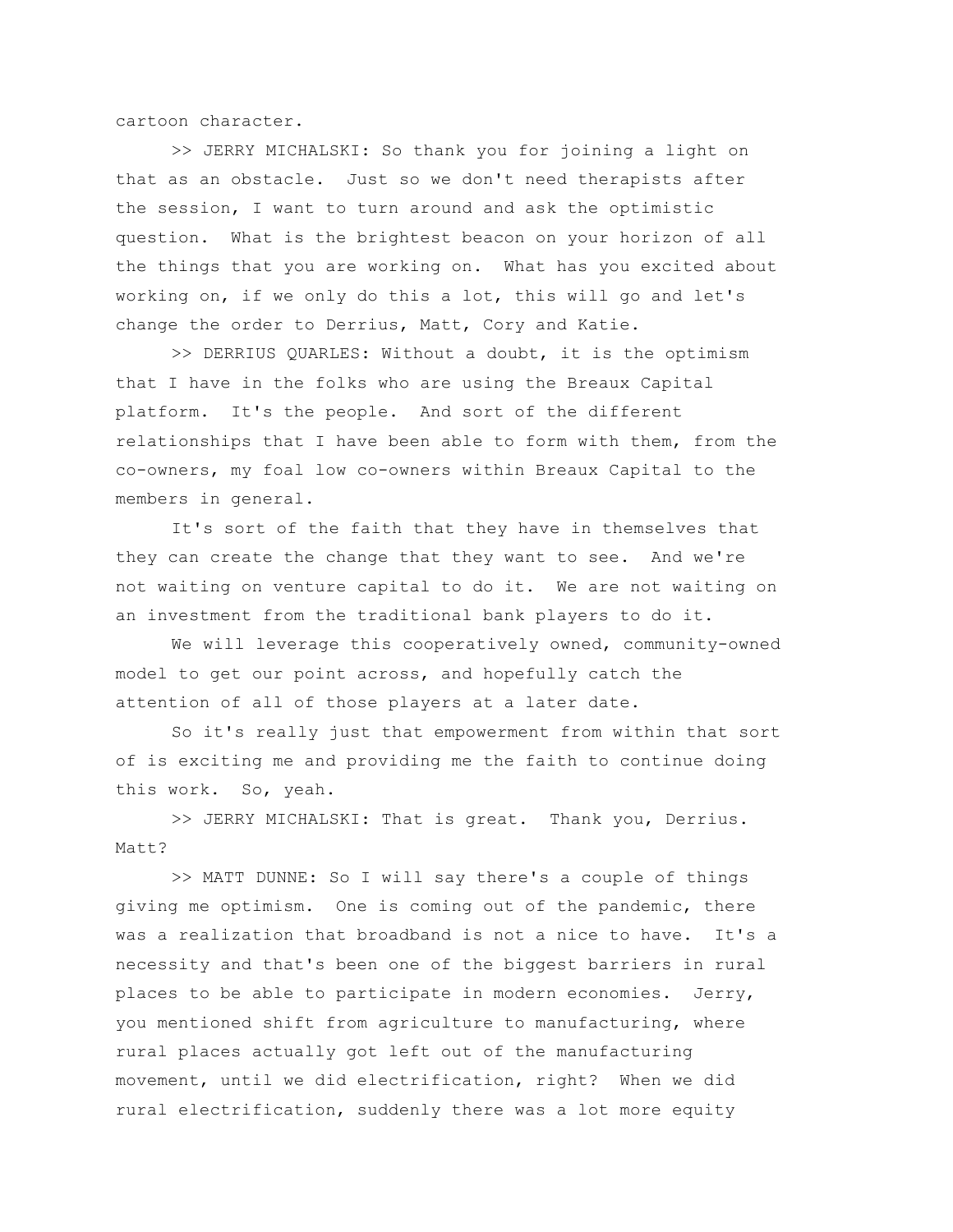cartoon character.

>> JERRY MICHALSKI: So thank you for joining a light on that as an obstacle. Just so we don't need therapists after the session, I want to turn around and ask the optimistic question. What is the brightest beacon on your horizon of all the things that you are working on. What has you excited about working on, if we only do this a lot, this will go and let's change the order to Derrius, Matt, Cory and Katie.

>> DERRIUS QUARLES: Without a doubt, it is the optimism that I have in the folks who are using the Breaux Capital platform. It's the people. And sort of the different relationships that I have been able to form with them, from the co-owners, my foal low co-owners within Breaux Capital to the members in general.

It's sort of the faith that they have in themselves that they can create the change that they want to see. And we're not waiting on venture capital to do it. We are not waiting on an investment from the traditional bank players to do it.

We will leverage this cooperatively owned, community-owned model to get our point across, and hopefully catch the attention of all of those players at a later date.

So it's really just that empowerment from within that sort of is exciting me and providing me the faith to continue doing this work. So, yeah.

>> JERRY MICHALSKI: That is great. Thank you, Derrius. Matt?

>> MATT DUNNE: So I will say there's a couple of things giving me optimism. One is coming out of the pandemic, there was a realization that broadband is not a nice to have. It's a necessity and that's been one of the biggest barriers in rural places to be able to participate in modern economies. Jerry, you mentioned shift from agriculture to manufacturing, where rural places actually got left out of the manufacturing movement, until we did electrification, right? When we did rural electrification, suddenly there was a lot more equity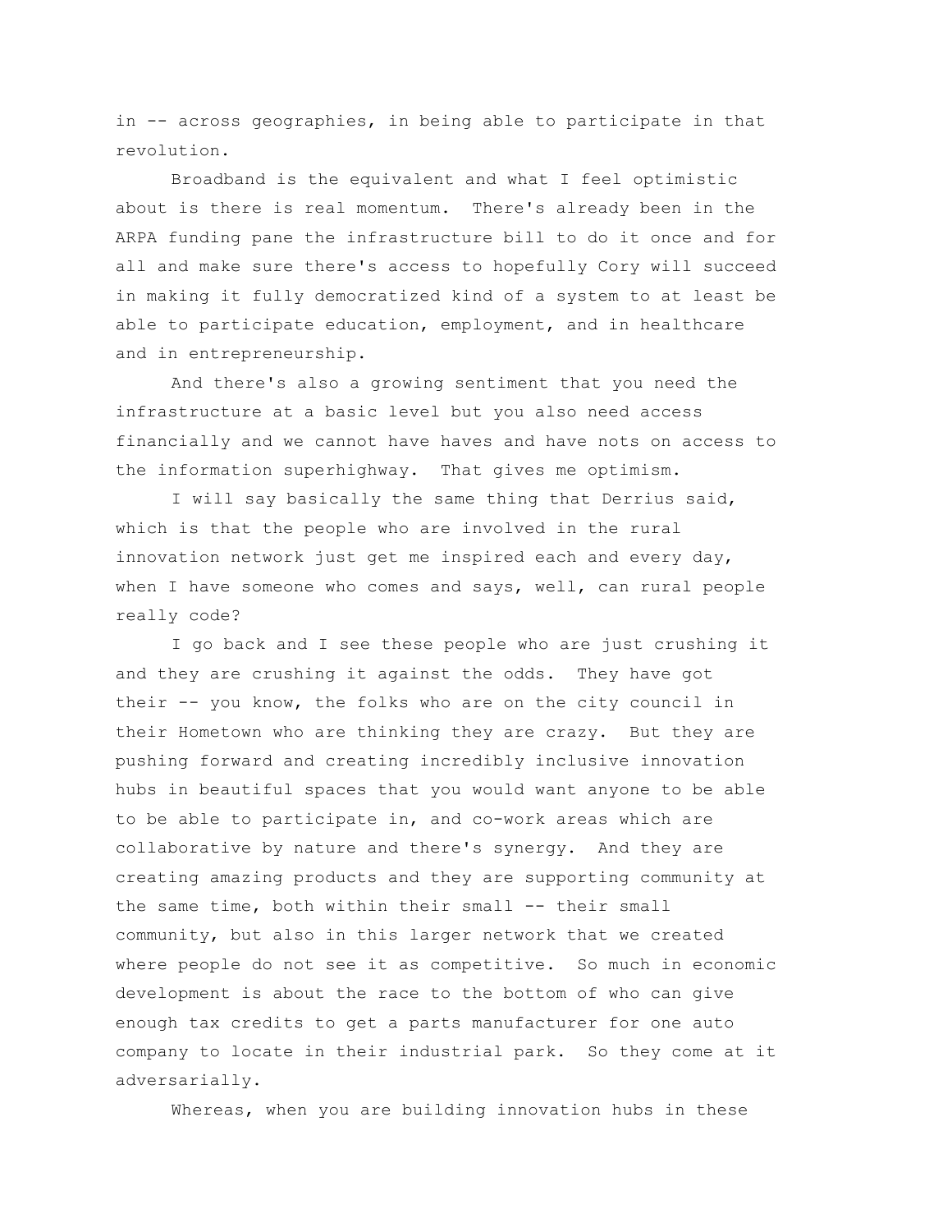in -- across geographies, in being able to participate in that revolution.

Broadband is the equivalent and what I feel optimistic about is there is real momentum. There's already been in the ARPA funding pane the infrastructure bill to do it once and for all and make sure there's access to hopefully Cory will succeed in making it fully democratized kind of a system to at least be able to participate education, employment, and in healthcare and in entrepreneurship.

And there's also a growing sentiment that you need the infrastructure at a basic level but you also need access financially and we cannot have haves and have nots on access to the information superhighway. That gives me optimism.

I will say basically the same thing that Derrius said, which is that the people who are involved in the rural innovation network just get me inspired each and every day, when I have someone who comes and says, well, can rural people really code?

I go back and I see these people who are just crushing it and they are crushing it against the odds. They have got their -- you know, the folks who are on the city council in their Hometown who are thinking they are crazy. But they are pushing forward and creating incredibly inclusive innovation hubs in beautiful spaces that you would want anyone to be able to be able to participate in, and co-work areas which are collaborative by nature and there's synergy. And they are creating amazing products and they are supporting community at the same time, both within their small -- their small community, but also in this larger network that we created where people do not see it as competitive. So much in economic development is about the race to the bottom of who can give enough tax credits to get a parts manufacturer for one auto company to locate in their industrial park. So they come at it adversarially.

Whereas, when you are building innovation hubs in these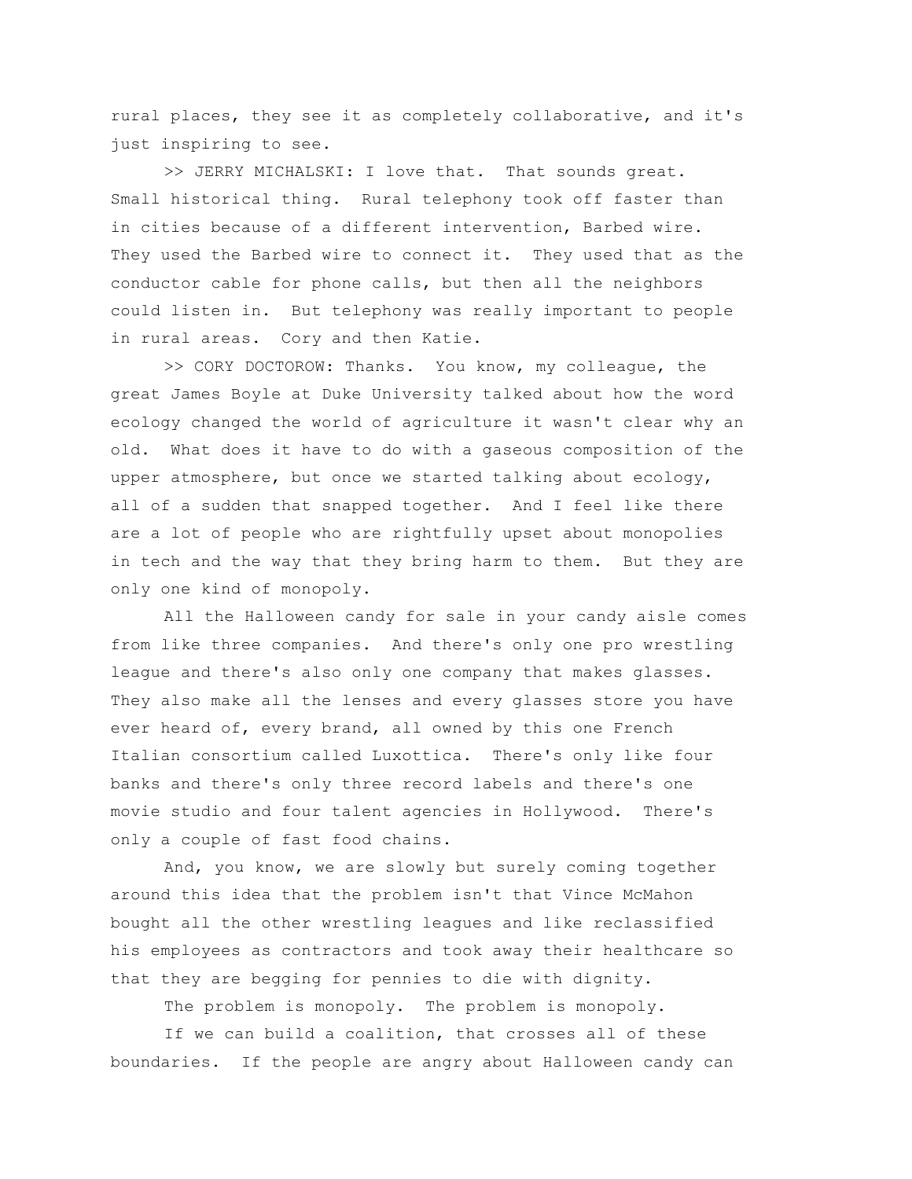rural places, they see it as completely collaborative, and it's just inspiring to see.

>> JERRY MICHALSKI: I love that. That sounds great. Small historical thing. Rural telephony took off faster than in cities because of a different intervention, Barbed wire. They used the Barbed wire to connect it. They used that as the conductor cable for phone calls, but then all the neighbors could listen in. But telephony was really important to people in rural areas. Cory and then Katie.

>> CORY DOCTOROW: Thanks. You know, my colleague, the great James Boyle at Duke University talked about how the word ecology changed the world of agriculture it wasn't clear why an old. What does it have to do with a gaseous composition of the upper atmosphere, but once we started talking about ecology, all of a sudden that snapped together. And I feel like there are a lot of people who are rightfully upset about monopolies in tech and the way that they bring harm to them. But they are only one kind of monopoly.

All the Halloween candy for sale in your candy aisle comes from like three companies. And there's only one pro wrestling league and there's also only one company that makes glasses. They also make all the lenses and every glasses store you have ever heard of, every brand, all owned by this one French Italian consortium called Luxottica. There's only like four banks and there's only three record labels and there's one movie studio and four talent agencies in Hollywood. There's only a couple of fast food chains.

And, you know, we are slowly but surely coming together around this idea that the problem isn't that Vince McMahon bought all the other wrestling leagues and like reclassified his employees as contractors and took away their healthcare so that they are begging for pennies to die with dignity.

The problem is monopoly. The problem is monopoly.

If we can build a coalition, that crosses all of these boundaries. If the people are angry about Halloween candy can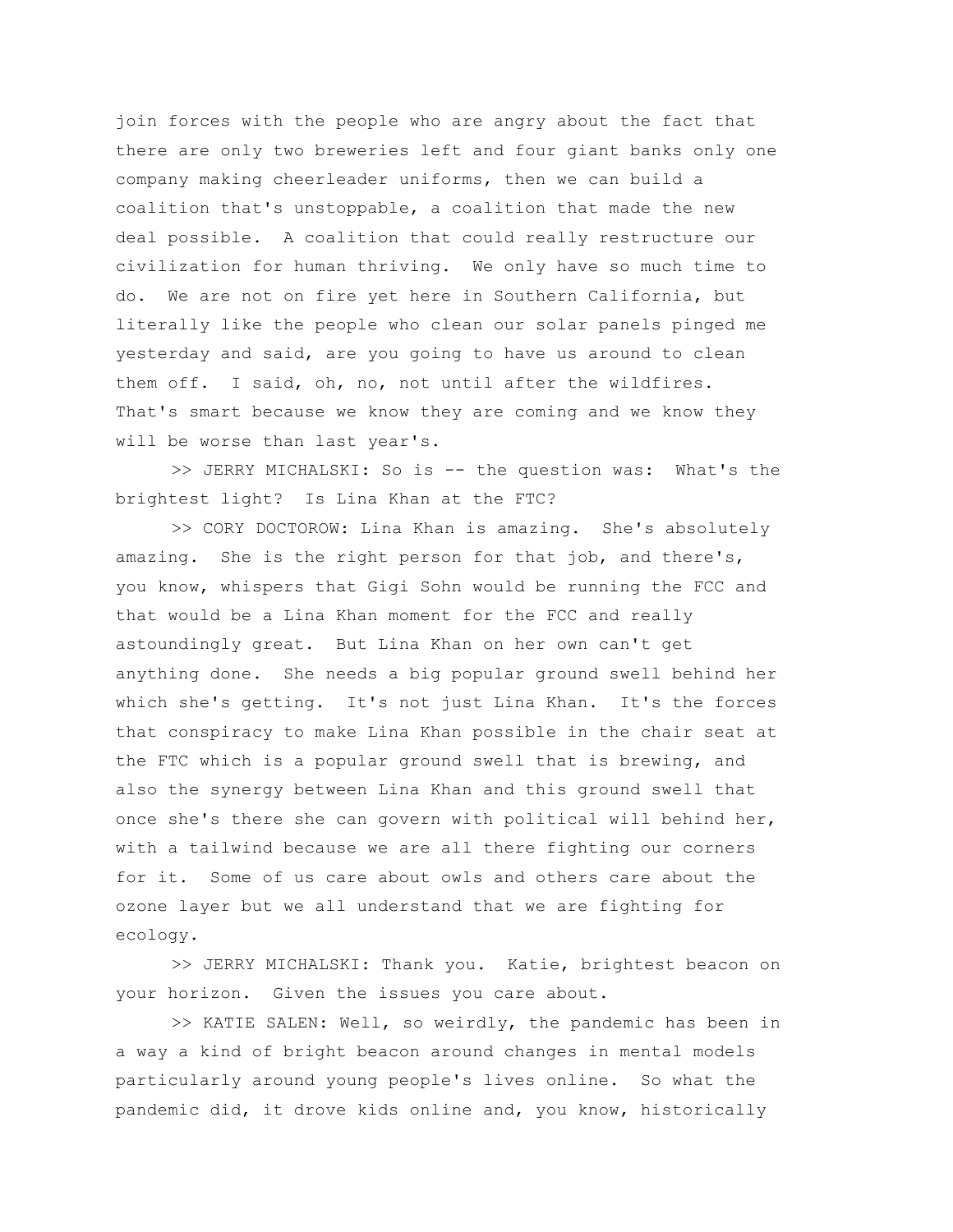join forces with the people who are angry about the fact that there are only two breweries left and four giant banks only one company making cheerleader uniforms, then we can build a coalition that's unstoppable, a coalition that made the new deal possible. A coalition that could really restructure our civilization for human thriving. We only have so much time to do. We are not on fire yet here in Southern California, but literally like the people who clean our solar panels pinged me yesterday and said, are you going to have us around to clean them off. I said, oh, no, not until after the wildfires. That's smart because we know they are coming and we know they will be worse than last year's.

>> JERRY MICHALSKI: So is -- the question was: What's the brightest light? Is Lina Khan at the FTC?

>> CORY DOCTOROW: Lina Khan is amazing. She's absolutely amazing. She is the right person for that job, and there's, you know, whispers that Gigi Sohn would be running the FCC and that would be a Lina Khan moment for the FCC and really astoundingly great. But Lina Khan on her own can't get anything done. She needs a big popular ground swell behind her which she's getting. It's not just Lina Khan. It's the forces that conspiracy to make Lina Khan possible in the chair seat at the FTC which is a popular ground swell that is brewing, and also the synergy between Lina Khan and this ground swell that once she's there she can govern with political will behind her, with a tailwind because we are all there fighting our corners for it. Some of us care about owls and others care about the ozone layer but we all understand that we are fighting for ecology.

>> JERRY MICHALSKI: Thank you. Katie, brightest beacon on your horizon. Given the issues you care about.

>> KATIE SALEN: Well, so weirdly, the pandemic has been in a way a kind of bright beacon around changes in mental models particularly around young people's lives online. So what the pandemic did, it drove kids online and, you know, historically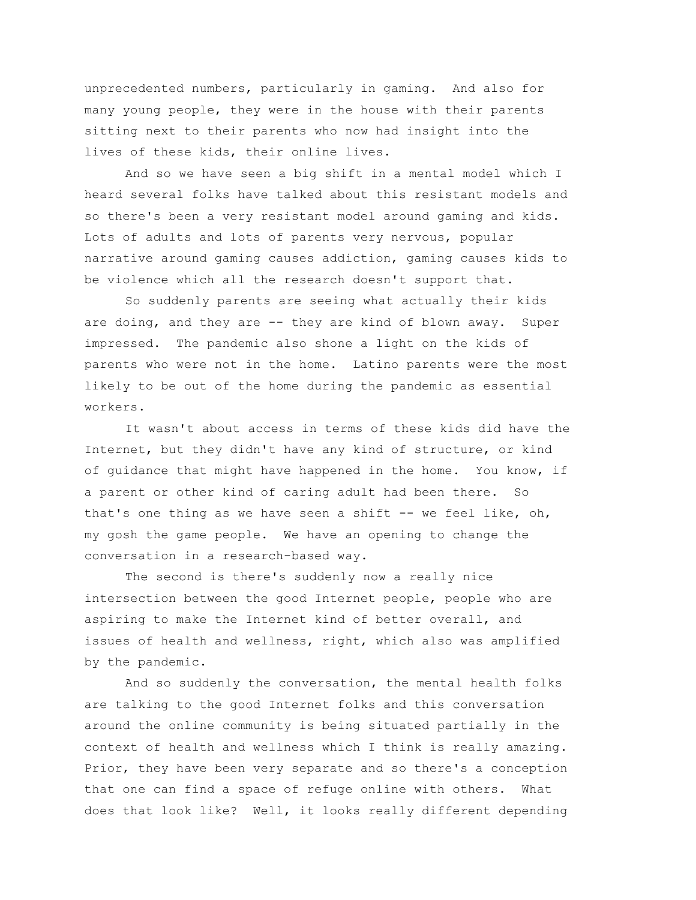unprecedented numbers, particularly in gaming. And also for many young people, they were in the house with their parents sitting next to their parents who now had insight into the lives of these kids, their online lives.

And so we have seen a big shift in a mental model which I heard several folks have talked about this resistant models and so there's been a very resistant model around gaming and kids. Lots of adults and lots of parents very nervous, popular narrative around gaming causes addiction, gaming causes kids to be violence which all the research doesn't support that.

So suddenly parents are seeing what actually their kids are doing, and they are -- they are kind of blown away. Super impressed. The pandemic also shone a light on the kids of parents who were not in the home. Latino parents were the most likely to be out of the home during the pandemic as essential workers.

It wasn't about access in terms of these kids did have the Internet, but they didn't have any kind of structure, or kind of guidance that might have happened in the home. You know, if a parent or other kind of caring adult had been there. So that's one thing as we have seen a shift -- we feel like, oh, my gosh the game people. We have an opening to change the conversation in a research-based way.

The second is there's suddenly now a really nice intersection between the good Internet people, people who are aspiring to make the Internet kind of better overall, and issues of health and wellness, right, which also was amplified by the pandemic.

And so suddenly the conversation, the mental health folks are talking to the good Internet folks and this conversation around the online community is being situated partially in the context of health and wellness which I think is really amazing. Prior, they have been very separate and so there's a conception that one can find a space of refuge online with others. What does that look like? Well, it looks really different depending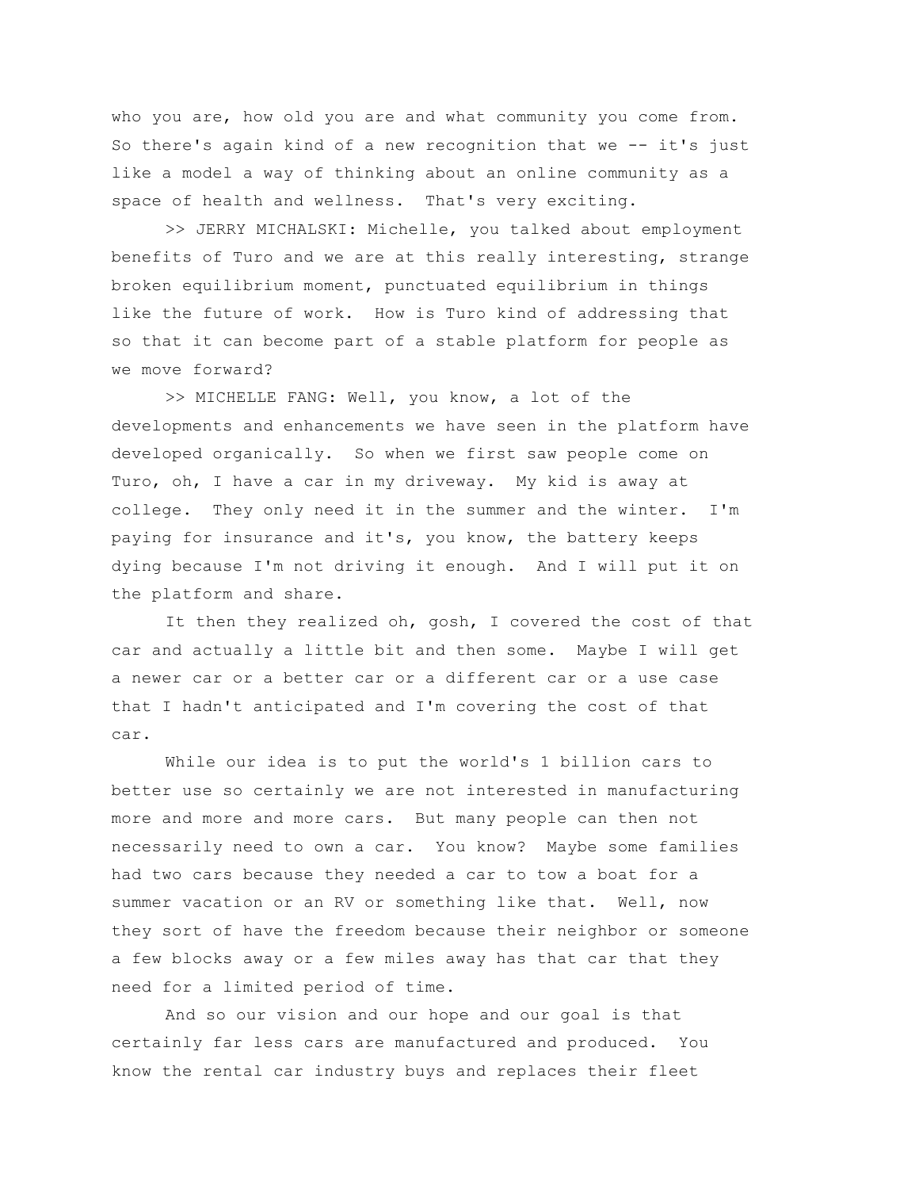who you are, how old you are and what community you come from. So there's again kind of a new recognition that we -- it's just like a model a way of thinking about an online community as a space of health and wellness. That's very exciting.

>> JERRY MICHALSKI: Michelle, you talked about employment benefits of Turo and we are at this really interesting, strange broken equilibrium moment, punctuated equilibrium in things like the future of work. How is Turo kind of addressing that so that it can become part of a stable platform for people as we move forward?

>> MICHELLE FANG: Well, you know, a lot of the developments and enhancements we have seen in the platform have developed organically. So when we first saw people come on Turo, oh, I have a car in my driveway. My kid is away at college. They only need it in the summer and the winter. I'm paying for insurance and it's, you know, the battery keeps dying because I'm not driving it enough. And I will put it on the platform and share.

It then they realized oh, gosh, I covered the cost of that car and actually a little bit and then some. Maybe I will get a newer car or a better car or a different car or a use case that I hadn't anticipated and I'm covering the cost of that car.

While our idea is to put the world's 1 billion cars to better use so certainly we are not interested in manufacturing more and more and more cars. But many people can then not necessarily need to own a car. You know? Maybe some families had two cars because they needed a car to tow a boat for a summer vacation or an RV or something like that. Well, now they sort of have the freedom because their neighbor or someone a few blocks away or a few miles away has that car that they need for a limited period of time.

And so our vision and our hope and our goal is that certainly far less cars are manufactured and produced. You know the rental car industry buys and replaces their fleet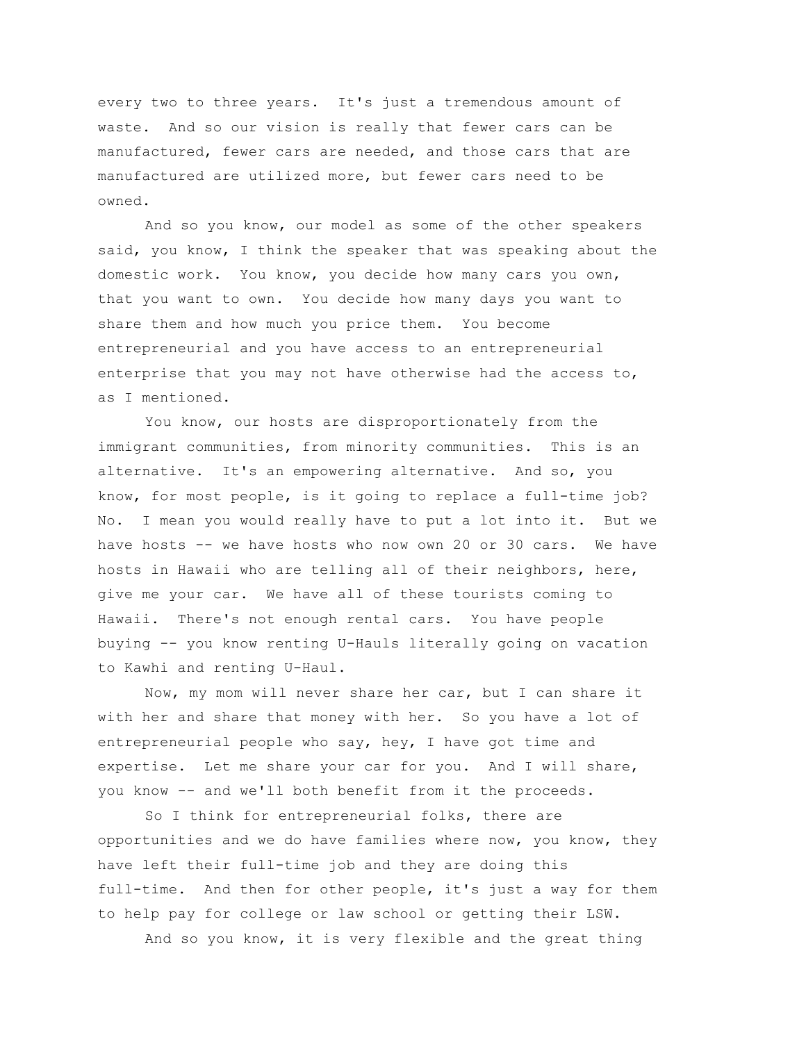every two to three years. It's just a tremendous amount of waste. And so our vision is really that fewer cars can be manufactured, fewer cars are needed, and those cars that are manufactured are utilized more, but fewer cars need to be owned.

And so you know, our model as some of the other speakers said, you know, I think the speaker that was speaking about the domestic work. You know, you decide how many cars you own, that you want to own. You decide how many days you want to share them and how much you price them. You become entrepreneurial and you have access to an entrepreneurial enterprise that you may not have otherwise had the access to, as I mentioned.

You know, our hosts are disproportionately from the immigrant communities, from minority communities. This is an alternative. It's an empowering alternative. And so, you know, for most people, is it going to replace a full-time job? No. I mean you would really have to put a lot into it. But we have hosts -- we have hosts who now own 20 or 30 cars. We have hosts in Hawaii who are telling all of their neighbors, here, give me your car. We have all of these tourists coming to Hawaii. There's not enough rental cars. You have people buying -- you know renting U-Hauls literally going on vacation to Kawhi and renting U-Haul.

Now, my mom will never share her car, but I can share it with her and share that money with her. So you have a lot of entrepreneurial people who say, hey, I have got time and expertise. Let me share your car for you. And I will share, you know -- and we'll both benefit from it the proceeds.

So I think for entrepreneurial folks, there are opportunities and we do have families where now, you know, they have left their full-time job and they are doing this full-time. And then for other people, it's just a way for them to help pay for college or law school or getting their LSW.

And so you know, it is very flexible and the great thing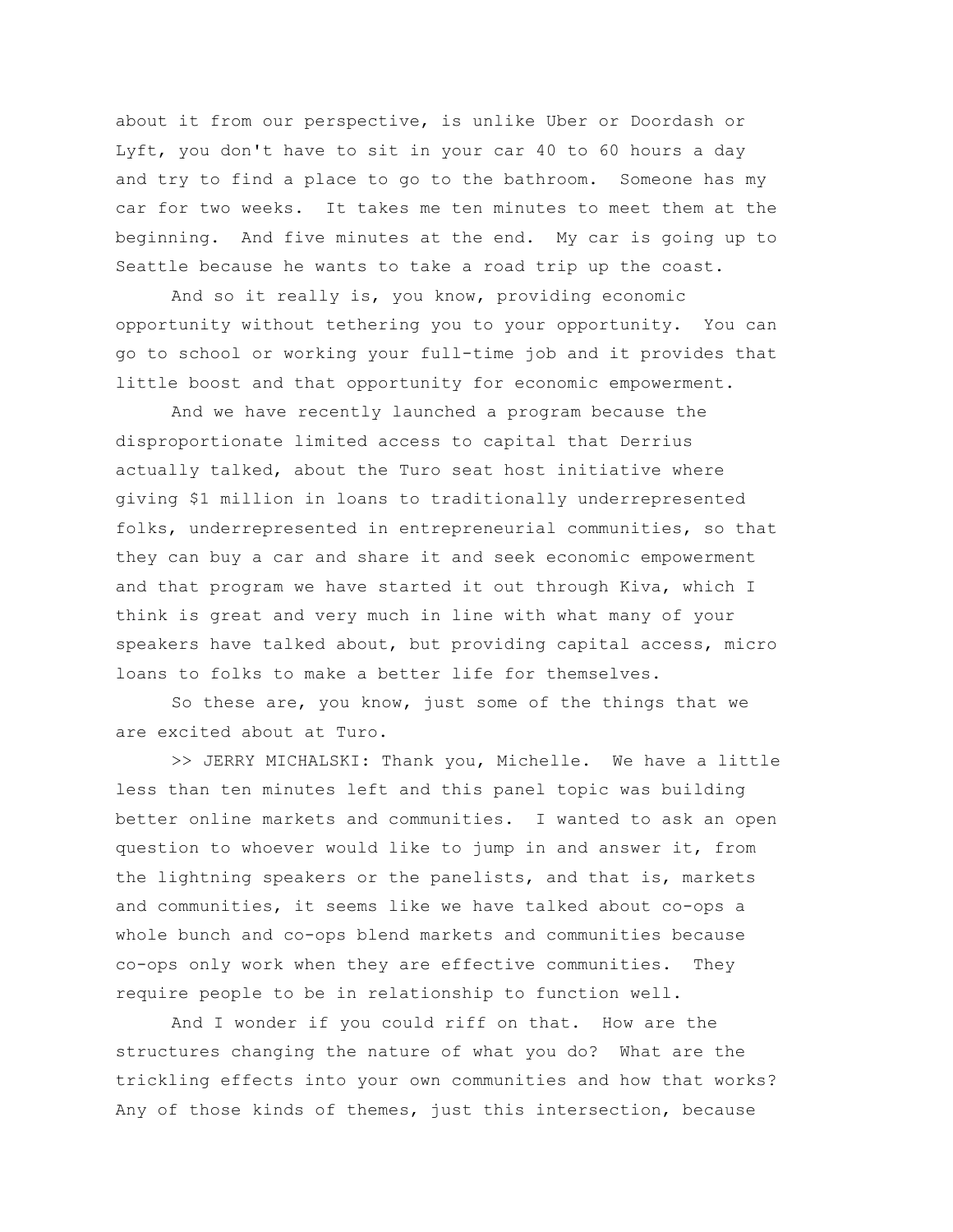about it from our perspective, is unlike Uber or Doordash or Lyft, you don't have to sit in your car 40 to 60 hours a day and try to find a place to go to the bathroom. Someone has my car for two weeks. It takes me ten minutes to meet them at the beginning. And five minutes at the end. My car is going up to Seattle because he wants to take a road trip up the coast.

And so it really is, you know, providing economic opportunity without tethering you to your opportunity. You can go to school or working your full-time job and it provides that little boost and that opportunity for economic empowerment.

And we have recently launched a program because the disproportionate limited access to capital that Derrius actually talked, about the Turo seat host initiative where giving $1 million in loans to traditionally underrepresented folks, underrepresented in entrepreneurial communities, so that they can buy a car and share it and seek economic empowerment and that program we have started it out through Kiva, which I think is great and very much in line with what many of your speakers have talked about, but providing capital access, micro loans to folks to make a better life for themselves.

So these are, you know, just some of the things that we are excited about at Turo.

>> JERRY MICHALSKI: Thank you, Michelle. We have a little less than ten minutes left and this panel topic was building better online markets and communities. I wanted to ask an open question to whoever would like to jump in and answer it, from the lightning speakers or the panelists, and that is, markets and communities, it seems like we have talked about co-ops a whole bunch and co-ops blend markets and communities because co-ops only work when they are effective communities. They require people to be in relationship to function well.

And I wonder if you could riff on that. How are the structures changing the nature of what you do? What are the trickling effects into your own communities and how that works? Any of those kinds of themes, just this intersection, because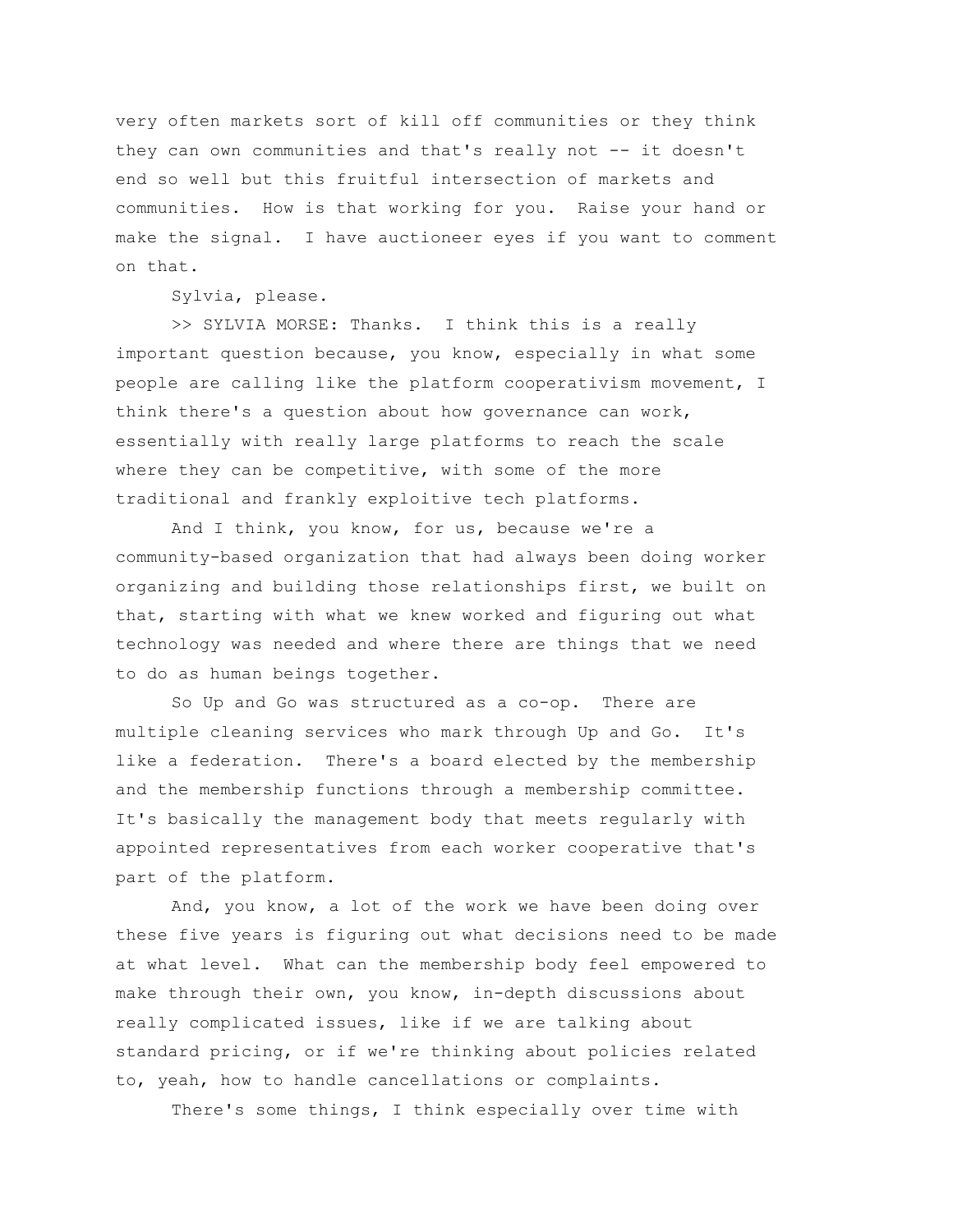very often markets sort of kill off communities or they think they can own communities and that's really not -- it doesn't end so well but this fruitful intersection of markets and communities. How is that working for you. Raise your hand or make the signal. I have auctioneer eyes if you want to comment on that.

Sylvia, please.

>> SYLVIA MORSE: Thanks. I think this is a really important question because, you know, especially in what some people are calling like the platform cooperativism movement, I think there's a question about how governance can work, essentially with really large platforms to reach the scale where they can be competitive, with some of the more traditional and frankly exploitive tech platforms.

And I think, you know, for us, because we're a community-based organization that had always been doing worker organizing and building those relationships first, we built on that, starting with what we knew worked and figuring out what technology was needed and where there are things that we need to do as human beings together.

So Up and Go was structured as a co-op. There are multiple cleaning services who mark through Up and Go. It's like a federation. There's a board elected by the membership and the membership functions through a membership committee. It's basically the management body that meets regularly with appointed representatives from each worker cooperative that's part of the platform.

And, you know, a lot of the work we have been doing over these five years is figuring out what decisions need to be made at what level. What can the membership body feel empowered to make through their own, you know, in-depth discussions about really complicated issues, like if we are talking about standard pricing, or if we're thinking about policies related to, yeah, how to handle cancellations or complaints.

There's some things, I think especially over time with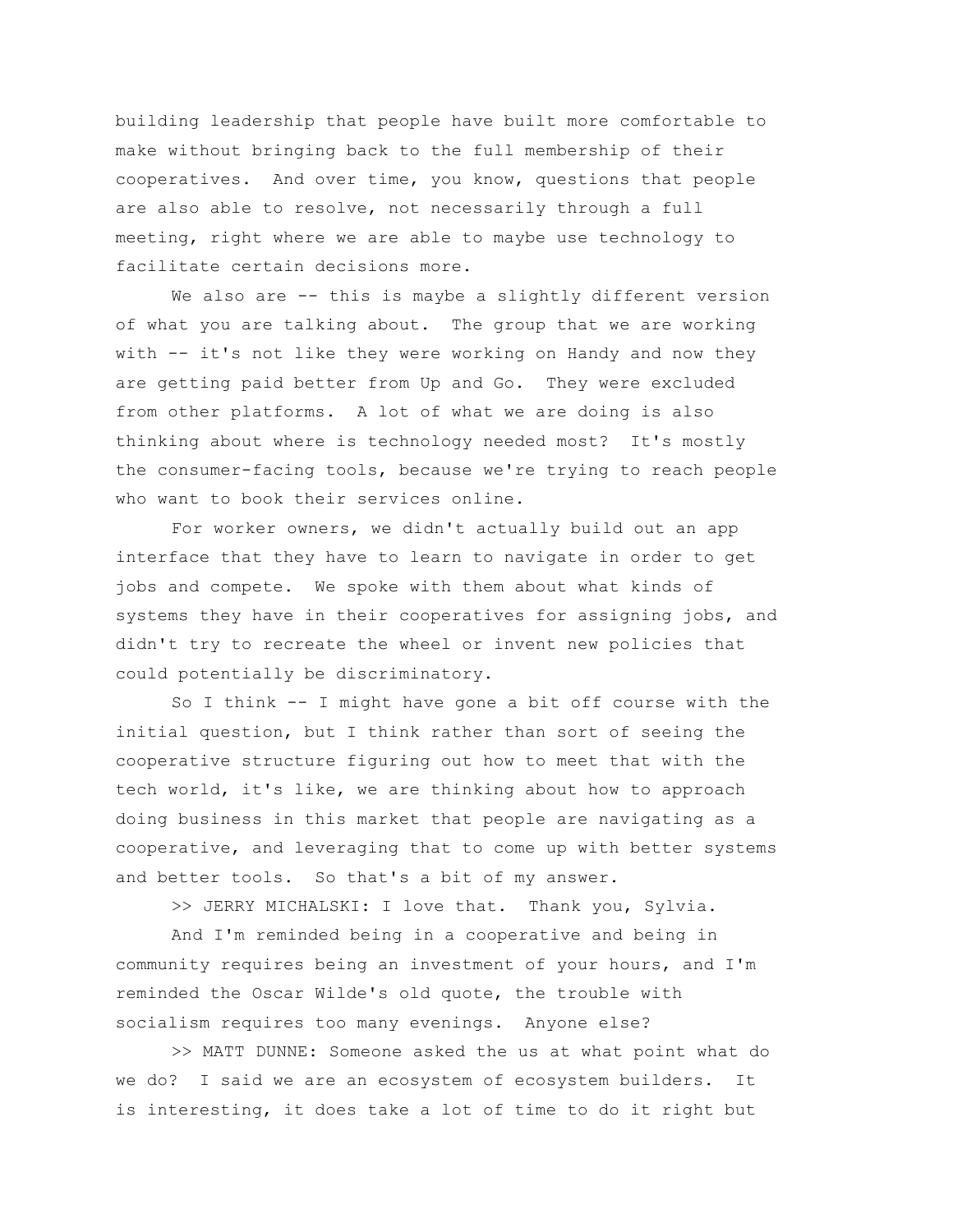building leadership that people have built more comfortable to make without bringing back to the full membership of their cooperatives. And over time, you know, questions that people are also able to resolve, not necessarily through a full meeting, right where we are able to maybe use technology to facilitate certain decisions more.

We also are -- this is maybe a slightly different version of what you are talking about. The group that we are working with -- it's not like they were working on Handy and now they are getting paid better from Up and Go. They were excluded from other platforms. A lot of what we are doing is also thinking about where is technology needed most? It's mostly the consumer-facing tools, because we're trying to reach people who want to book their services online.

For worker owners, we didn't actually build out an app interface that they have to learn to navigate in order to get jobs and compete. We spoke with them about what kinds of systems they have in their cooperatives for assigning jobs, and didn't try to recreate the wheel or invent new policies that could potentially be discriminatory.

So I think -- I might have gone a bit off course with the initial question, but I think rather than sort of seeing the cooperative structure figuring out how to meet that with the tech world, it's like, we are thinking about how to approach doing business in this market that people are navigating as a cooperative, and leveraging that to come up with better systems and better tools. So that's a bit of my answer.

>> JERRY MICHALSKI: I love that. Thank you, Sylvia.

And I'm reminded being in a cooperative and being in community requires being an investment of your hours, and I'm reminded the Oscar Wilde's old quote, the trouble with socialism requires too many evenings. Anyone else?

>> MATT DUNNE: Someone asked the us at what point what do we do? I said we are an ecosystem of ecosystem builders. It is interesting, it does take a lot of time to do it right but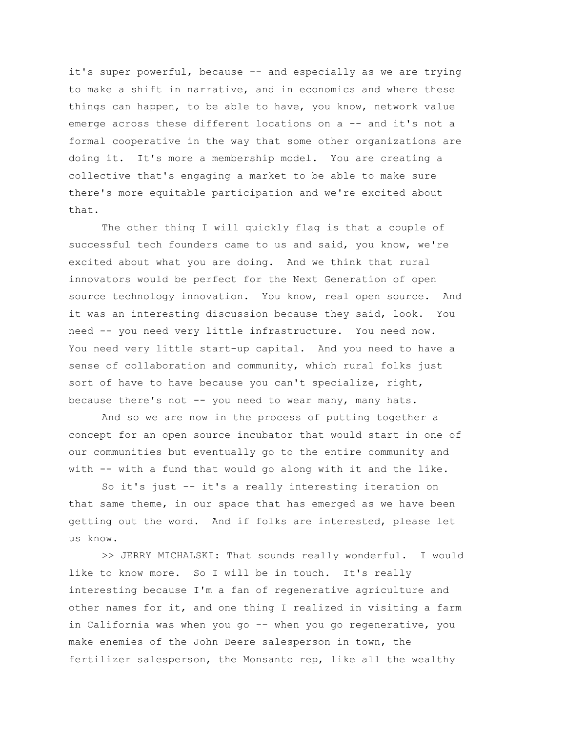it's super powerful, because -- and especially as we are trying to make a shift in narrative, and in economics and where these things can happen, to be able to have, you know, network value emerge across these different locations on a -- and it's not a formal cooperative in the way that some other organizations are doing it. It's more a membership model. You are creating a collective that's engaging a market to be able to make sure there's more equitable participation and we're excited about that.

The other thing I will quickly flag is that a couple of successful tech founders came to us and said, you know, we're excited about what you are doing. And we think that rural innovators would be perfect for the Next Generation of open source technology innovation. You know, real open source. And it was an interesting discussion because they said, look. You need -- you need very little infrastructure. You need now. You need very little start-up capital. And you need to have a sense of collaboration and community, which rural folks just sort of have to have because you can't specialize, right, because there's not -- you need to wear many, many hats.

And so we are now in the process of putting together a concept for an open source incubator that would start in one of our communities but eventually go to the entire community and with -- with a fund that would go along with it and the like.

So it's just -- it's a really interesting iteration on that same theme, in our space that has emerged as we have been getting out the word. And if folks are interested, please let us know.

>> JERRY MICHALSKI: That sounds really wonderful. I would like to know more. So I will be in touch. It's really interesting because I'm a fan of regenerative agriculture and other names for it, and one thing I realized in visiting a farm in California was when you go -- when you go regenerative, you make enemies of the John Deere salesperson in town, the fertilizer salesperson, the Monsanto rep, like all the wealthy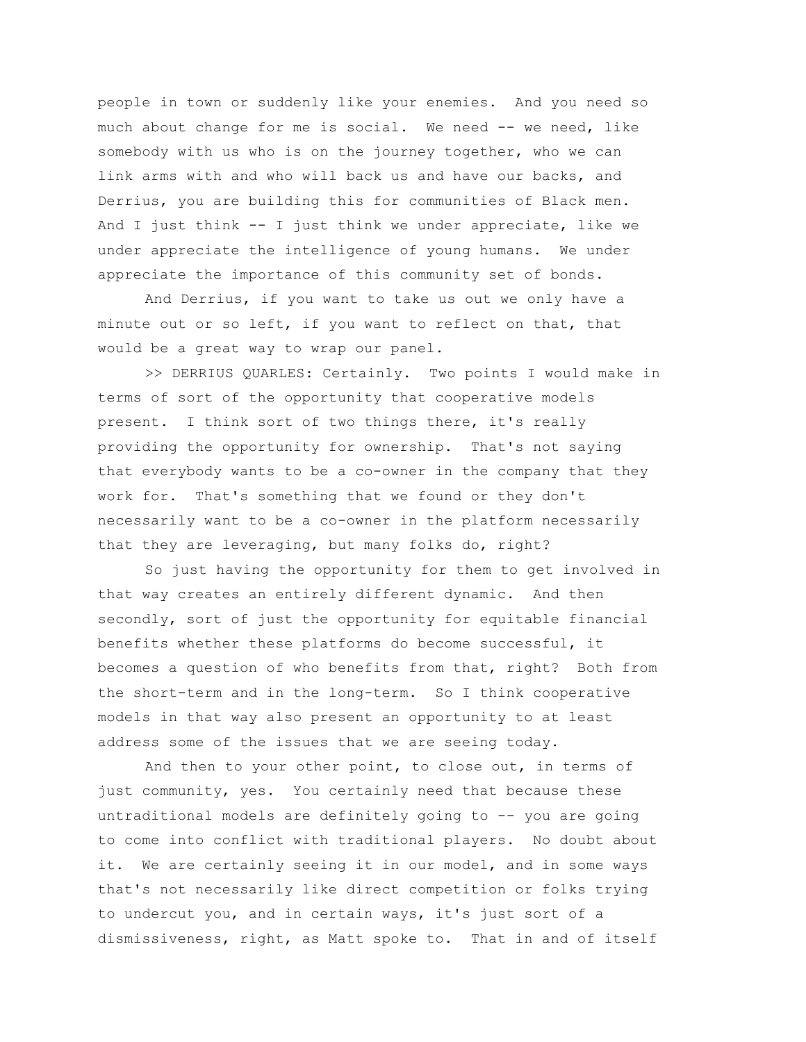people in town or suddenly like your enemies. And you need so much about change for me is social. We need -- we need, like somebody with us who is on the journey together, who we can link arms with and who will back us and have our backs, and Derrius, you are building this for communities of Black men. And I just think -- I just think we under appreciate, like we under appreciate the intelligence of young humans. We under appreciate the importance of this community set of bonds.

And Derrius, if you want to take us out we only have a minute out or so left, if you want to reflect on that, that would be a great way to wrap our panel.

>> DERRIUS QUARLES: Certainly. Two points I would make in terms of sort of the opportunity that cooperative models present. I think sort of two things there, it's really providing the opportunity for ownership. That's not saying that everybody wants to be a co-owner in the company that they work for. That's something that we found or they don't necessarily want to be a co-owner in the platform necessarily that they are leveraging, but many folks do, right?

So just having the opportunity for them to get involved in that way creates an entirely different dynamic. And then secondly, sort of just the opportunity for equitable financial benefits whether these platforms do become successful, it becomes a question of who benefits from that, right? Both from the short-term and in the long-term. So I think cooperative models in that way also present an opportunity to at least address some of the issues that we are seeing today.

And then to your other point, to close out, in terms of just community, yes. You certainly need that because these untraditional models are definitely going to -- you are going to come into conflict with traditional players. No doubt about it. We are certainly seeing it in our model, and in some ways that's not necessarily like direct competition or folks trying to undercut you, and in certain ways, it's just sort of a dismissiveness, right, as Matt spoke to. That in and of itself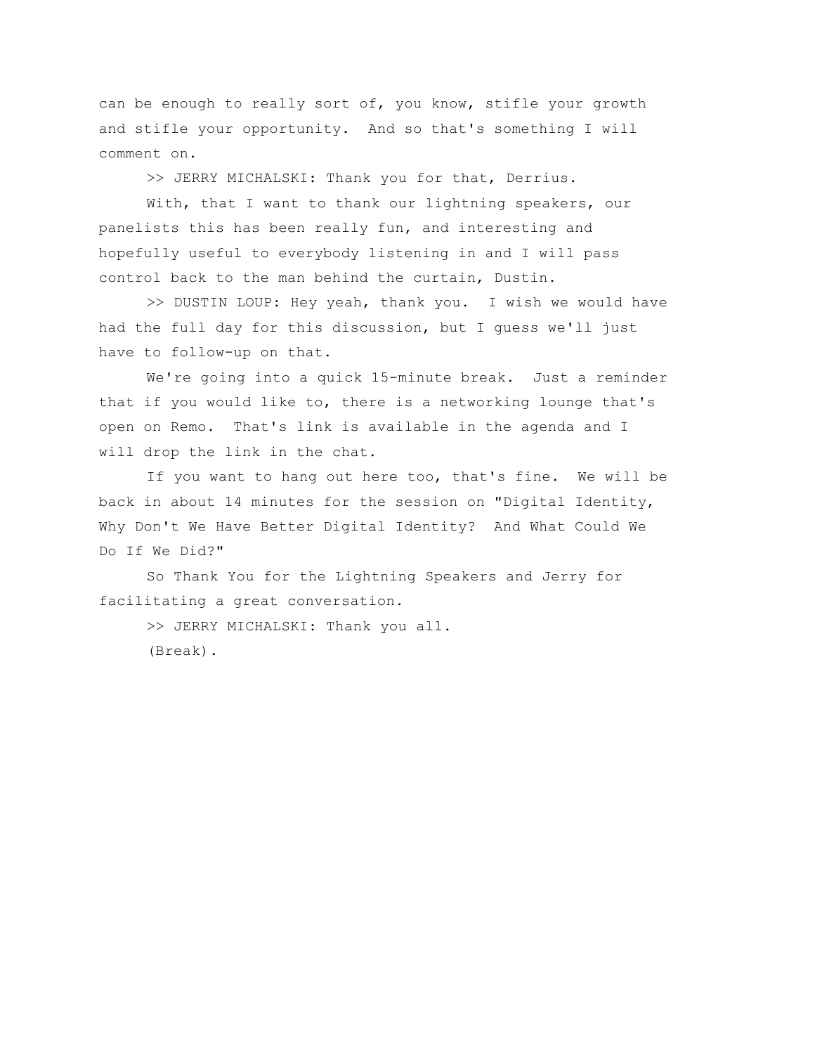can be enough to really sort of, you know, stifle your growth and stifle your opportunity. And so that's something I will comment on.

>> JERRY MICHALSKI: Thank you for that, Derrius.

With, that I want to thank our lightning speakers, our panelists this has been really fun, and interesting and hopefully useful to everybody listening in and I will pass control back to the man behind the curtain, Dustin.

>> DUSTIN LOUP: Hey yeah, thank you. I wish we would have had the full day for this discussion, but I guess we'll just have to follow-up on that.

We're going into a quick 15-minute break. Just a reminder that if you would like to, there is a networking lounge that's open on Remo. That's link is available in the agenda and I will drop the link in the chat.

If you want to hang out here too, that's fine. We will be back in about 14 minutes for the session on "Digital Identity, Why Don't We Have Better Digital Identity? And What Could We Do If We Did?"

So Thank You for the Lightning Speakers and Jerry for facilitating a great conversation.

>> JERRY MICHALSKI: Thank you all.

(Break).